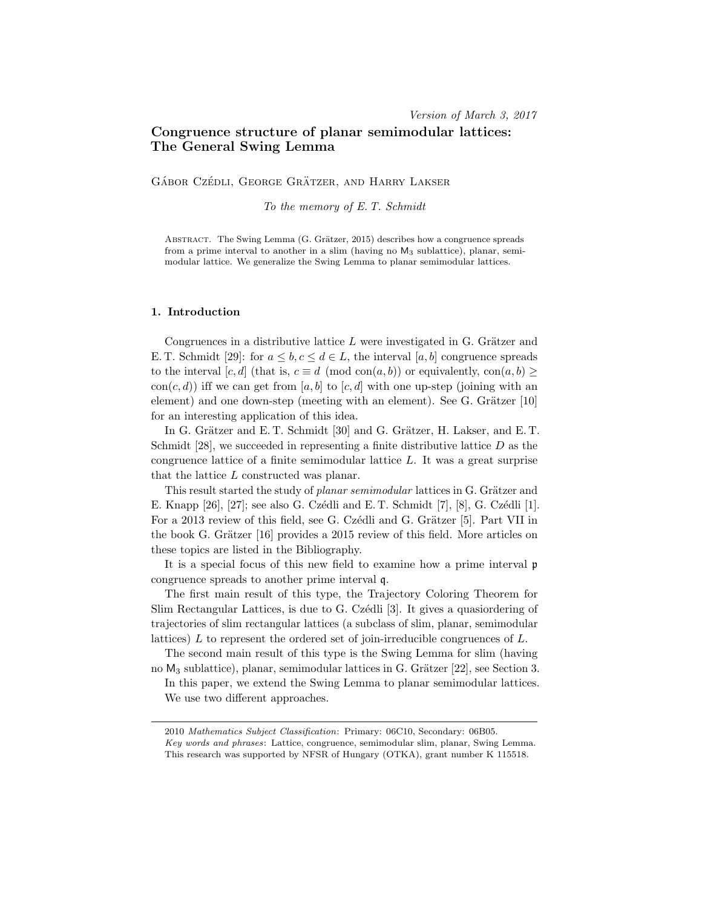*Version of March 3, 2017*

# Congruence structure of planar semimodular lattices: The General Swing Lemma

Gábor Czédli, George Grätzer, and Harry Lakser

*To the memory of E. T. Schmidt*

Abstract. The Swing Lemma (G. Grätzer, 2015) describes how a congruence spreads from a prime interval to another in a slim (having no $\mathsf{M}_3$ sublattice), planar, semimodular lattice. We generalize the Swing Lemma to planar semimodular lattices.

## 1. Introduction

Congruences in a distributive lattice $L$ were investigated in G. Grätzer and E. T. Schmidt [29]: for $a \leq b, c \leq d \in L$, the interval $[a, b]$ congruence spreads to the interval $[c, d]$ (that is, $c \equiv d \pmod{\operatorname{con}(a, b)}$ or equivalently, $\operatorname{con}(a, b) \geq \operatorname{con}(c, d)$) iff we can get from $[a, b]$ to $[c, d]$ with one up-step (joining with an element) and one down-step (meeting with an element). See G. Grätzer [10] for an interesting application of this idea.

In G. Grätzer and E. T. Schmidt [30] and G. Grätzer, H. Lakser, and E. T. Schmidt [28], we succeeded in representing a finite distributive lattice $D$ as the congruence lattice of a finite semimodular lattice $L$. It was a great surprise that the lattice $L$ constructed was planar.

This result started the study of *planar semimodular* lattices in G. Grätzer and E. Knapp [26], [27]; see also G. Czédli and E. T. Schmidt [7], [8], G. Czédli [1]. For a 2013 review of this field, see G. Czédli and G. Grätzer [5]. Part VII in the book G. Grätzer [16] provides a 2015 review of this field. More articles on these topics are listed in the Bibliography.

It is a special focus of this new field to examine how a prime interval $\mathfrak{p}$ congruence spreads to another prime interval $\mathfrak{q}$.

The first main result of this type, the Trajectory Coloring Theorem for Slim Rectangular Lattices, is due to G. Czédli [3]. It gives a quasiordering of trajectories of slim rectangular lattices (a subclass of slim, planar, semimodular lattices) $L$ to represent the ordered set of join-irreducible congruences of $L$.

The second main result of this type is the Swing Lemma for slim (having no $\mathsf{M}_3$ sublattice), planar, semimodular lattices in G. Grätzer [22], see Section 3.

In this paper, we extend the Swing Lemma to planar semimodular lattices. We use two different approaches.

---

2010 *Mathematics Subject Classification*: Primary: 06C10, Secondary: 06B05.

*Key words and phrases*: Lattice, congruence, semimodular slim, planar, Swing Lemma.

This research was supported by NFSR of Hungary (OTKA), grant number K 115518.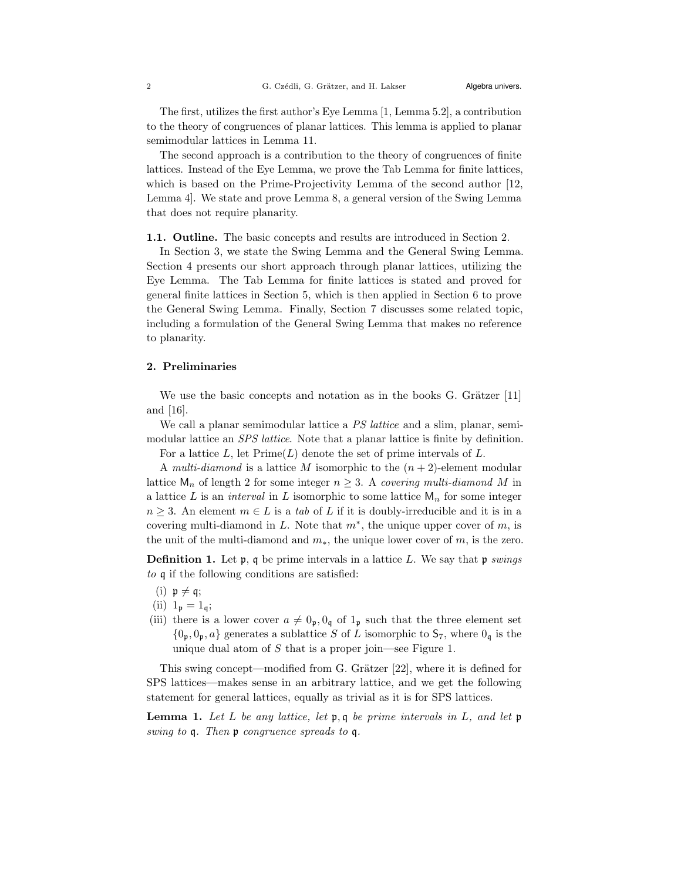The first, utilizes the first author's Eye Lemma [1, Lemma 5.2], a contribution to the theory of congruences of planar lattices. This lemma is applied to planar semimodular lattices in Lemma 11.

The second approach is a contribution to the theory of congruences of finite lattices. Instead of the Eye Lemma, we prove the Tab Lemma for finite lattices, which is based on the Prime-Projectivity Lemma of the second author [12, Lemma 4]. We state and prove Lemma 8, a general version of the Swing Lemma that does not require planarity.

**1.1. Outline.** The basic concepts and results are introduced in Section 2.

In Section 3, we state the Swing Lemma and the General Swing Lemma. Section 4 presents our short approach through planar lattices, utilizing the Eye Lemma. The Tab Lemma for finite lattices is stated and proved for general finite lattices in Section 5, which is then applied in Section 6 to prove the General Swing Lemma. Finally, Section 7 discusses some related topic, including a formulation of the General Swing Lemma that makes no reference to planarity.

## 2. Preliminaries

We use the basic concepts and notation as in the books G. Grätzer [11] and [16].

We call a planar semimodular lattice a *PS lattice* and a slim, planar, semimodular lattice an *SPS lattice*. Note that a planar lattice is finite by definition.

For a lattice $L$, let $\mathrm{Prime}(L)$ denote the set of prime intervals of $L$.

A *multi-diamond* is a lattice $M$ isomorphic to the $(n+2)$-element modular lattice $\mathsf{M}_n$ of length 2 for some integer $n \geq 3$. A *covering multi-diamond* $M$ in a lattice $L$ is an *interval* in $L$ isomorphic to some lattice $\mathsf{M}_n$ for some integer $n \geq 3$. An element $m \in L$ is a *tab* of $L$ if it is doubly-irreducible and it is in a covering multi-diamond in $L$. Note that $m^*$, the unique upper cover of $m$, is the unit of the multi-diamond and $m_*$, the unique lower cover of $m$, is the zero.

**Definition 1.** Let $\mathfrak{p}$, $\mathfrak{q}$ be prime intervals in a lattice $L$. We say that $\mathfrak{p}$ *swings to* $\mathfrak{q}$ if the following conditions are satisfied:

(i) $\mathfrak{p} \neq \mathfrak{q}$;

(ii) $1_\mathfrak{p} = 1_\mathfrak{q}$;

(iii) there is a lower cover $a \neq 0_\mathfrak{p}, 0_\mathfrak{q}$ of $1_\mathfrak{p}$ such that the three element set $\{0_\mathfrak{p}, 0_\mathfrak{p}, a\}$ generates a sublattice $S$ of $L$ isomorphic to $\mathsf{S}_7$, where $0_\mathfrak{q}$ is the unique dual atom of $S$ that is a proper join—see Figure 1.

This swing concept—modified from G. Grätzer [22], where it is defined for SPS lattices—makes sense in an arbitrary lattice, and we get the following statement for general lattices, equally as trivial as it is for SPS lattices.

**Lemma 1.** *Let $L$ be any lattice, let $\mathfrak{p}, \mathfrak{q}$ be prime intervals in $L$, and let $\mathfrak{p}$ swing to $\mathfrak{q}$. Then $\mathfrak{p}$ congruence spreads to $\mathfrak{q}$.*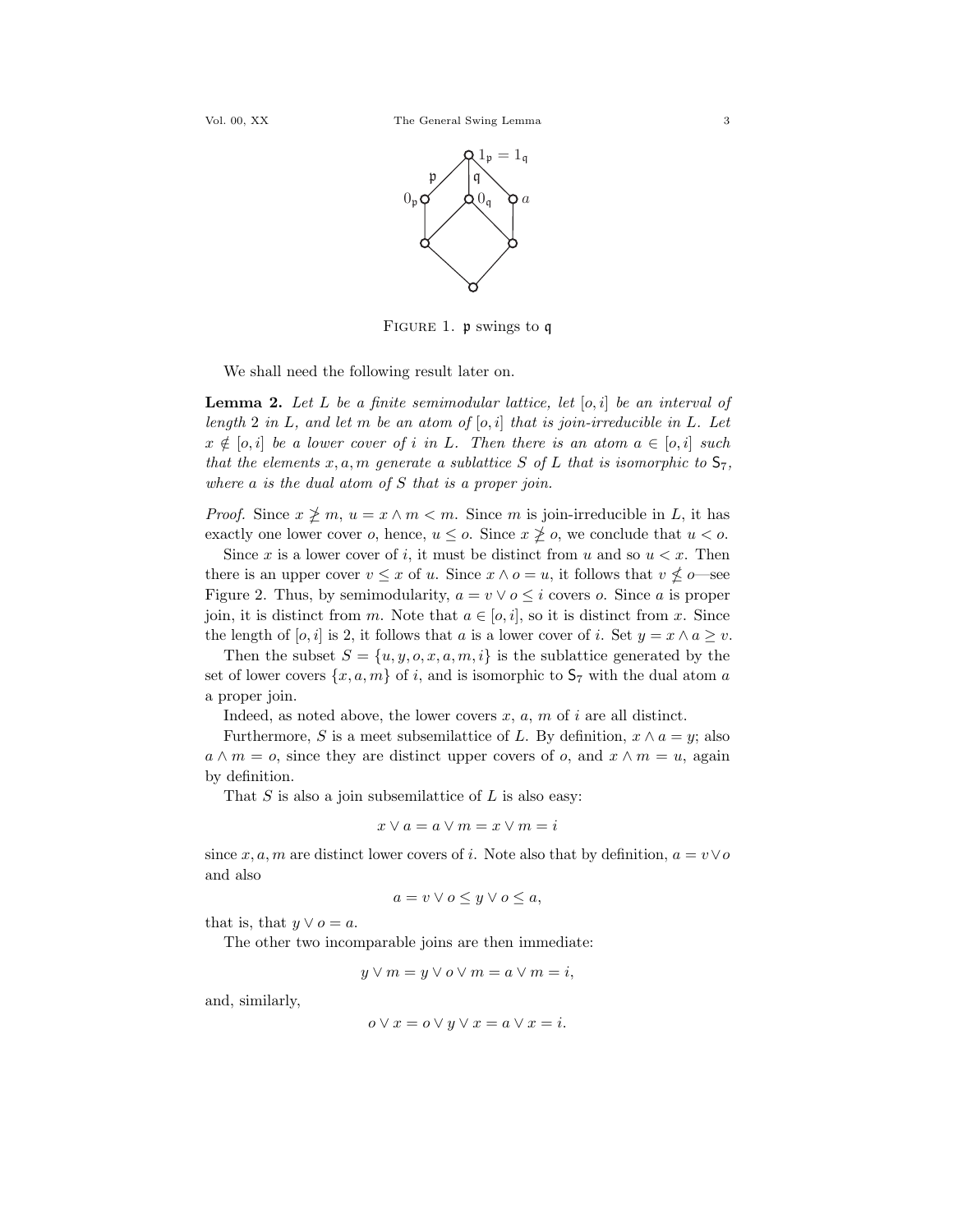FIGURE 1. $\mathfrak{p}$ swings to $\mathfrak{q}$

We shall need the following result later on.

**Lemma 2.** *Let $L$ be a finite semimodular lattice, let $[o, i]$ be an interval of length 2 in $L$, and let $m$ be an atom of $[o, i]$ that is join-irreducible in $L$. Let $x \notin [o, i]$ be a lower cover of $i$ in $L$. Then there is an atom $a \in [o, i]$ such that the elements $x, a, m$ generate a sublattice $S$ of $L$ that is isomorphic to $\mathsf{S}_7$, where $a$ is the dual atom of $S$ that is a proper join.*

*Proof.* Since $x \ngeq m$, $u = x \wedge m < m$. Since $m$ is join-irreducible in $L$, it has exactly one lower cover $o$, hence, $u \leq o$. Since $x \ngeq o$, we conclude that $u < o$.

Since $x$ is a lower cover of $i$, it must be distinct from $u$ and so $u < x$. Then there is an upper cover $v \leq x$ of $u$. Since $x \wedge o = u$, it follows that $v \nleq o$—see Figure 2. Thus, by semimodularity, $a = v \vee o \leq i$ covers $o$. Since $a$ is proper join, it is distinct from $m$. Note that $a \in [o, i]$, so it is distinct from $x$. Since the length of $[o, i]$ is 2, it follows that $a$ is a lower cover of $i$. Set $y = x \wedge a \geq v$.

Then the subset $S = \{u, y, o, x, a, m, i\}$ is the sublattice generated by the set of lower covers $\{x, a, m\}$ of $i$, and is isomorphic to $\mathsf{S}_7$ with the dual atom $a$ a proper join.

Indeed, as noted above, the lower covers $x$, $a$, $m$ of $i$ are all distinct.

Furthermore, $S$ is a meet subsemilattice of $L$. By definition, $x \wedge a = y$; also $a \wedge m = o$, since they are distinct upper covers of $o$, and $x \wedge m = u$, again by definition.

That $S$ is also a join subsemilattice of $L$ is also easy:

$$x \vee a = a \vee m = x \vee m = i$$

since $x, a, m$ are distinct lower covers of $i$. Note also that by definition, $a = v \vee o$ and also

$$a = v \vee o \leq y \vee o \leq a,$$

that is, that $y \vee o = a$.

The other two incomparable joins are then immediate:

$$y \vee m = y \vee o \vee m = a \vee m = i,$$

and, similarly,

$$o \vee x = o \vee y \vee x = a \vee x = i.$$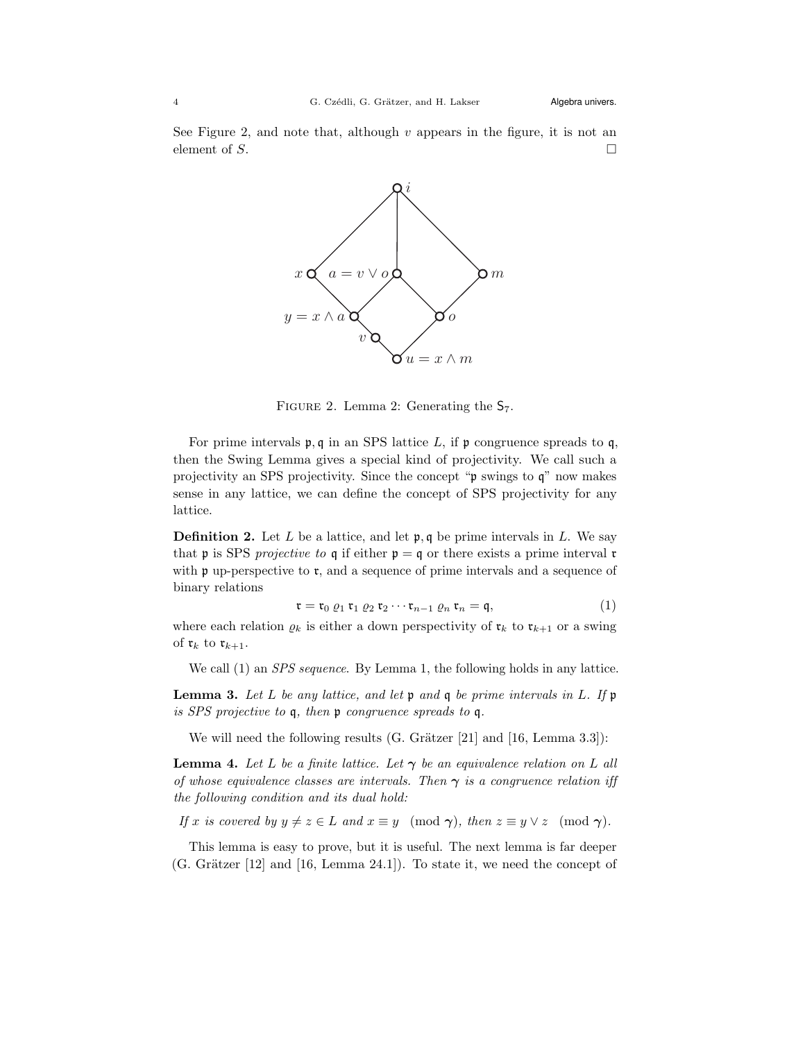See Figure 2, and note that, although $v$ appears in the figure, it is not an element of $S$. $\square$

FIGURE 2. Lemma 2: Generating the $\mathsf{S}_7$.

For prime intervals $\mathfrak{p}, \mathfrak{q}$ in an SPS lattice $L$, if $\mathfrak{p}$ congruence spreads to $\mathfrak{q}$, then the Swing Lemma gives a special kind of projectivity. We call such a projectivity an SPS projectivity. Since the concept "$\mathfrak{p}$ swings to $\mathfrak{q}$" now makes sense in any lattice, we can define the concept of SPS projectivity for any lattice.

**Definition 2.** Let $L$ be a lattice, and let $\mathfrak{p}, \mathfrak{q}$ be prime intervals in $L$. We say that $\mathfrak{p}$ is SPS *projective to* $\mathfrak{q}$ if either $\mathfrak{p} = \mathfrak{q}$ or there exists a prime interval $\mathfrak{r}$ with $\mathfrak{p}$ up-perspective to $\mathfrak{r}$, and a sequence of prime intervals and a sequence of binary relations

$$\mathfrak{r} = \mathfrak{r}_0 \; \varrho_1 \; \mathfrak{r}_1 \; \varrho_2 \; \mathfrak{r}_2 \cdots \mathfrak{r}_{n-1} \; \varrho_n \; \mathfrak{r}_n = \mathfrak{q}, \tag{1}$$

where each relation $\varrho_k$ is either a down perspectivity of $\mathfrak{r}_k$ to $\mathfrak{r}_{k+1}$ or a swing of $\mathfrak{r}_k$ to $\mathfrak{r}_{k+1}$.

We call (1) an *SPS sequence*. By Lemma 1, the following holds in any lattice.

**Lemma 3.** *Let $L$ be any lattice, and let $\mathfrak{p}$ and $\mathfrak{q}$ be prime intervals in $L$. If $\mathfrak{p}$ is SPS projective to $\mathfrak{q}$, then $\mathfrak{p}$ congruence spreads to $\mathfrak{q}$.*

We will need the following results (G. Grätzer [21] and [16, Lemma 3.3]):

**Lemma 4.** *Let $L$ be a finite lattice. Let $\boldsymbol{\gamma}$ be an equivalence relation on $L$ all of whose equivalence classes are intervals. Then $\boldsymbol{\gamma}$ is a congruence relation iff the following condition and its dual hold:*

*If $x$ is covered by $y \neq z \in L$ and $x \equiv y \pmod{\boldsymbol{\gamma}}$, then $z \equiv y \vee z \pmod{\boldsymbol{\gamma}}$.*

This lemma is easy to prove, but it is useful. The next lemma is far deeper (G. Grätzer [12] and [16, Lemma 24.1]). To state it, we need the concept of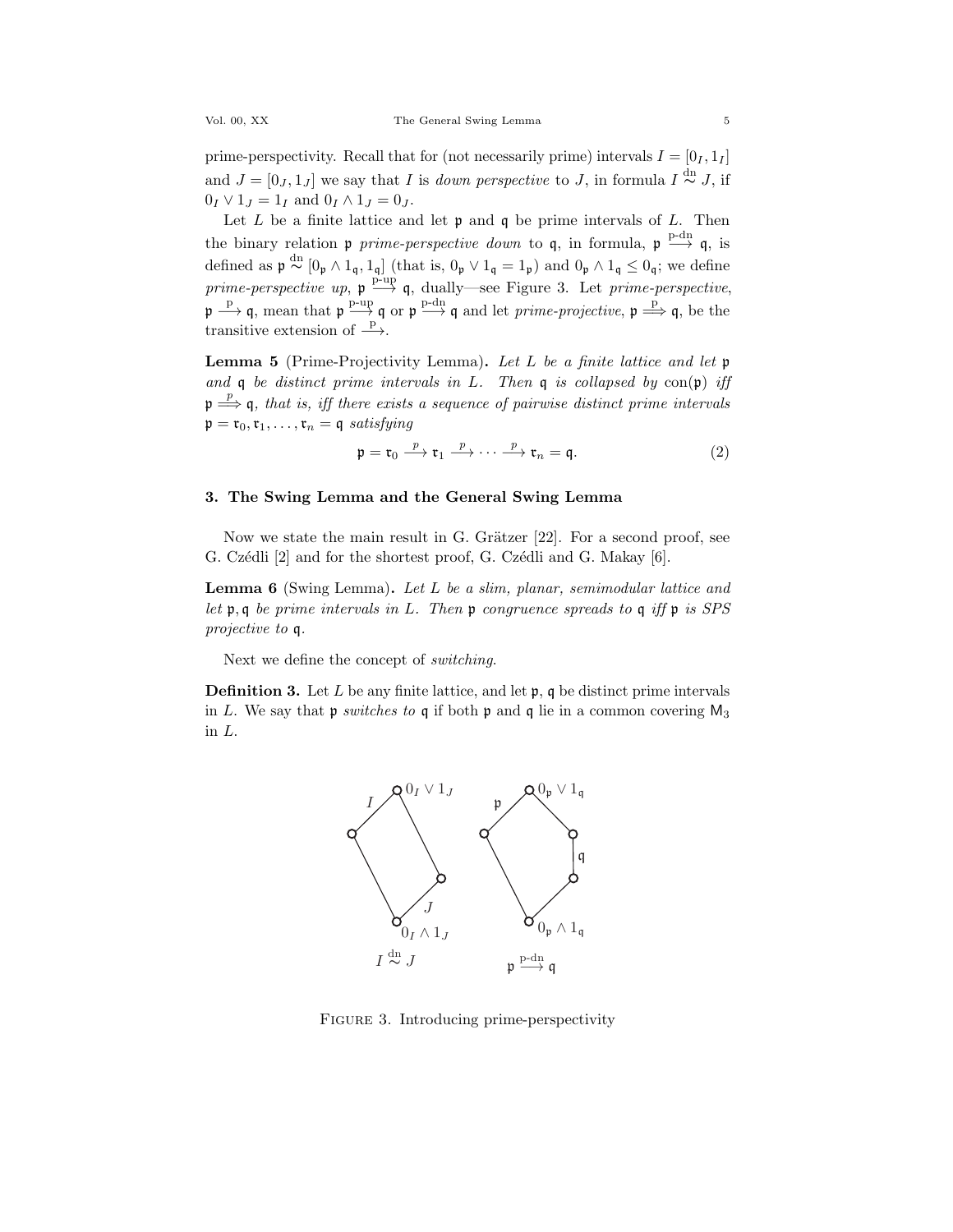prime-perspectivity. Recall that for (not necessarily prime) intervals $I = [0_I, 1_I]$ and $J = [0_J, 1_J]$ we say that $I$ is *down perspective* to $J$, in formula $I \overset{\mathrm{dn}}{\sim} J$, if $0_I \vee 1_J = 1_I$ and $0_I \wedge 1_J = 0_J$.

Let $L$ be a finite lattice and let $\mathfrak{p}$ and $\mathfrak{q}$ be prime intervals of $L$. Then the binary relation $\mathfrak{p}$ *prime-perspective down* to $\mathfrak{q}$, in formula, $\mathfrak{p} \overset{\text{p-dn}}{\longrightarrow} \mathfrak{q}$, is defined as $\mathfrak{p} \overset{\mathrm{dn}}{\sim} [0_\mathfrak{p} \wedge 1_\mathfrak{q}, 1_\mathfrak{q}]$ (that is, $0_\mathfrak{p} \vee 1_\mathfrak{q} = 1_\mathfrak{p}$) and $0_\mathfrak{p} \wedge 1_\mathfrak{q} \leq 0_\mathfrak{q}$; we define *prime-perspective up*, $\mathfrak{p} \overset{\text{p-up}}{\longrightarrow} \mathfrak{q}$, dually—see Figure 3. Let *prime-perspective*, $\mathfrak{p} \overset{\text{p}}{\longrightarrow} \mathfrak{q}$, mean that $\mathfrak{p} \overset{\text{p-up}}{\longrightarrow} \mathfrak{q}$ or $\mathfrak{p} \overset{\text{p-dn}}{\longrightarrow} \mathfrak{q}$ and let *prime-projective*, $\mathfrak{p} \overset{\text{p}}{\Longrightarrow} \mathfrak{q}$, be the transitive extension of $\overset{\text{p}}{\longrightarrow}$.

**Lemma 5** (Prime-Projectivity Lemma)**.** *Let $L$ be a finite lattice and let $\mathfrak{p}$ and $\mathfrak{q}$ be distinct prime intervals in $L$. Then $\mathfrak{q}$ is collapsed by* $\operatorname{con}(\mathfrak{p})$ *iff* $\mathfrak{p} \overset{p}{\Longrightarrow} \mathfrak{q}$*, that is, iff there exists a sequence of pairwise distinct prime intervals* $\mathfrak{p} = \mathfrak{r}_0, \mathfrak{r}_1, \ldots, \mathfrak{r}_n = \mathfrak{q}$ *satisfying*

$$\mathfrak{p} = \mathfrak{r}_0 \overset{p}{\longrightarrow} \mathfrak{r}_1 \overset{p}{\longrightarrow} \cdots \overset{p}{\longrightarrow} \mathfrak{r}_n = \mathfrak{q}. \tag{2}$$

## 3. The Swing Lemma and the General Swing Lemma

Now we state the main result in G. Grätzer [22]. For a second proof, see G. Czédli [2] and for the shortest proof, G. Czédli and G. Makay [6].

**Lemma 6** (Swing Lemma)**.** *Let $L$ be a slim, planar, semimodular lattice and let $\mathfrak{p}, \mathfrak{q}$ be prime intervals in $L$. Then $\mathfrak{p}$ congruence spreads to $\mathfrak{q}$ iff $\mathfrak{p}$ is SPS projective to $\mathfrak{q}$.*

Next we define the concept of *switching*.

**Definition 3.** Let $L$ be any finite lattice, and let $\mathfrak{p}$, $\mathfrak{q}$ be distinct prime intervals in $L$. We say that $\mathfrak{p}$ *switches to* $\mathfrak{q}$ if both $\mathfrak{p}$ and $\mathfrak{q}$ lie in a common covering $\mathsf{M}_3$ in $L$.

$I \overset{\mathrm{dn}}{\sim} J$ $\qquad$ $\mathfrak{p} \overset{\text{p-dn}}{\longrightarrow} \mathfrak{q}$

Figure 3. Introducing prime-perspectivity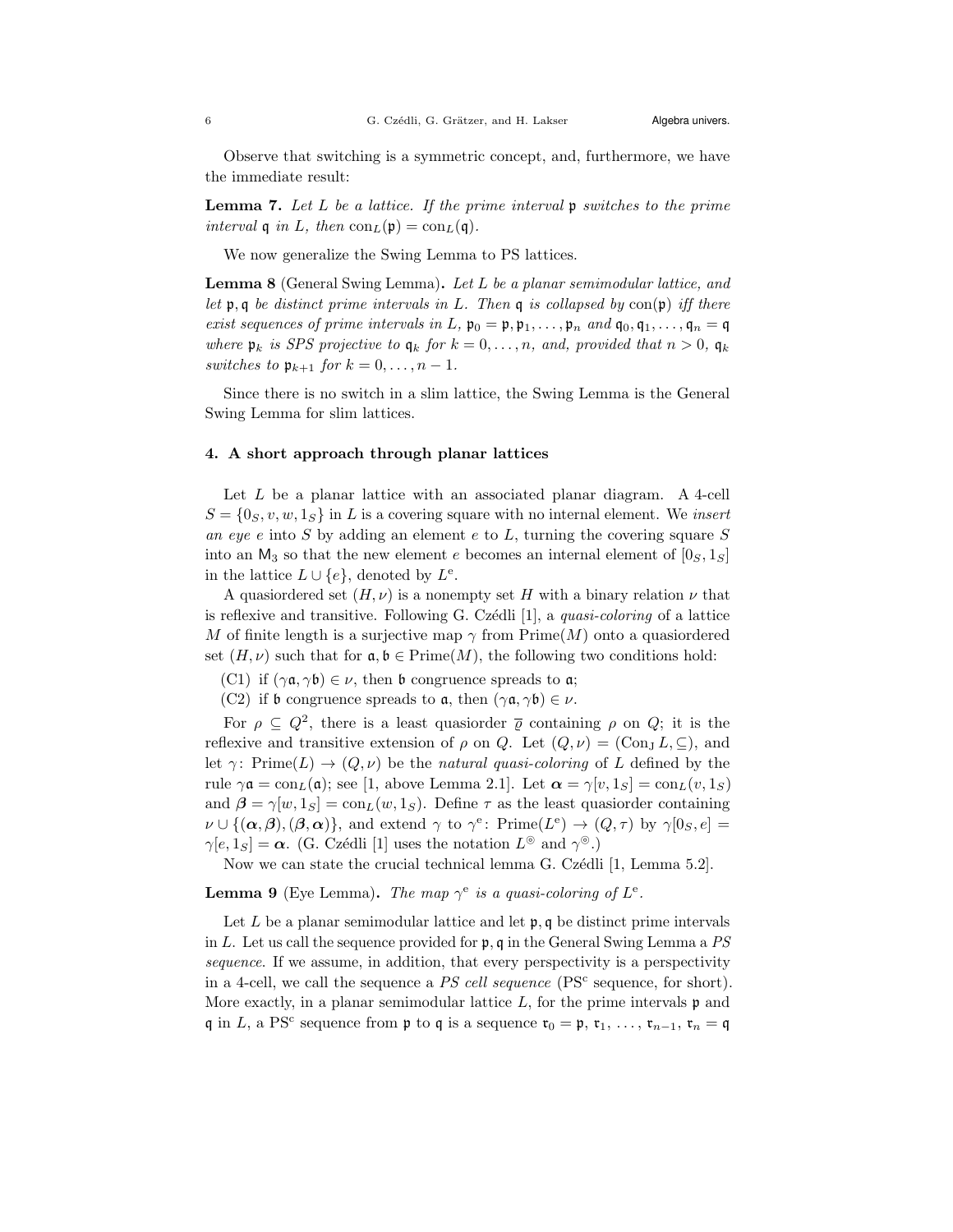Observe that switching is a symmetric concept, and, furthermore, we have the immediate result:

**Lemma 7.** *Let $L$ be a lattice. If the prime interval $\mathfrak{p}$ switches to the prime interval $\mathfrak{q}$ in $L$, then $\mathrm{con}_L(\mathfrak{p}) = \mathrm{con}_L(\mathfrak{q})$.*

We now generalize the Swing Lemma to PS lattices.

**Lemma 8** (General Swing Lemma)**.** *Let $L$ be a planar semimodular lattice, and let $\mathfrak{p}, \mathfrak{q}$ be distinct prime intervals in $L$. Then $\mathfrak{q}$ is collapsed by $\mathrm{con}(\mathfrak{p})$ iff there exist sequences of prime intervals in $L$, $\mathfrak{p}_0 = \mathfrak{p}, \mathfrak{p}_1, \ldots, \mathfrak{p}_n$ and $\mathfrak{q}_0, \mathfrak{q}_1, \ldots, \mathfrak{q}_n = \mathfrak{q}$ where $\mathfrak{p}_k$ is SPS projective to $\mathfrak{q}_k$ for $k = 0, \ldots, n$, and, provided that $n > 0$, $\mathfrak{q}_k$ switches to $\mathfrak{p}_{k+1}$ for $k = 0, \ldots, n-1$.*

Since there is no switch in a slim lattice, the Swing Lemma is the General Swing Lemma for slim lattices.

## 4. A short approach through planar lattices

Let $L$ be a planar lattice with an associated planar diagram. A 4-cell $S = \{0_S, v, w, 1_S\}$ in $L$ is a covering square with no internal element. We *insert an eye* $e$ into $S$ by adding an element $e$ to $L$, turning the covering square $S$ into an $\mathsf{M}_3$ so that the new element $e$ becomes an internal element of $[0_S, 1_S]$ in the lattice $L \cup \{e\}$, denoted by $L^{\mathrm{e}}$.

A quasiordered set $(H, \nu)$ is a nonempty set $H$ with a binary relation $\nu$ that is reflexive and transitive. Following G. Czédli [1], a *quasi-coloring* of a lattice $M$ of finite length is a surjective map $\gamma$ from $\mathrm{Prime}(M)$ onto a quasiordered set $(H, \nu)$ such that for $\mathfrak{a}, \mathfrak{b} \in \mathrm{Prime}(M)$, the following two conditions hold:

(C1) if $(\gamma\mathfrak{a}, \gamma\mathfrak{b}) \in \nu$, then $\mathfrak{b}$ congruence spreads to $\mathfrak{a}$;

(C2) if $\mathfrak{b}$ congruence spreads to $\mathfrak{a}$, then $(\gamma\mathfrak{a}, \gamma\mathfrak{b}) \in \nu$.

For $\rho \subseteq Q^2$, there is a least quasiorder $\overline{\varrho}$ containing $\rho$ on $Q$; it is the reflexive and transitive extension of $\rho$ on $Q$. Let $(Q, \nu) = (\mathrm{Con}_{\mathrm{J}}\, L, \subseteq)$, and let $\gamma\colon \mathrm{Prime}(L) \to (Q, \nu)$ be the *natural quasi-coloring* of $L$ defined by the rule $\gamma\mathfrak{a} = \mathrm{con}_L(\mathfrak{a})$; see [1, above Lemma 2.1]. Let $\boldsymbol{\alpha} = \gamma[v, 1_S] = \mathrm{con}_L(v, 1_S)$ and $\boldsymbol{\beta} = \gamma[w, 1_S] = \mathrm{con}_L(w, 1_S)$. Define $\tau$ as the least quasiorder containing $\nu \cup \{(\boldsymbol{\alpha}, \boldsymbol{\beta}), (\boldsymbol{\beta}, \boldsymbol{\alpha})\}$, and extend $\gamma$ to $\gamma^{\mathrm{e}}\colon \mathrm{Prime}(L^{\mathrm{e}}) \to (Q, \tau)$ by $\gamma[0_S, e] = \gamma[e, 1_S] = \boldsymbol{\alpha}$. (G. Czédli [1] uses the notation $L^{\circledast}$ and $\gamma^{\circledast}$.)

Now we can state the crucial technical lemma G. Czédli [1, Lemma 5.2].

**Lemma 9** (Eye Lemma)**.** *The map $\gamma^{\mathrm{e}}$ is a quasi-coloring of $L^{\mathrm{e}}$.*

Let $L$ be a planar semimodular lattice and let $\mathfrak{p}, \mathfrak{q}$ be distinct prime intervals in $L$. Let us call the sequence provided for $\mathfrak{p}, \mathfrak{q}$ in the General Swing Lemma a *PS sequence*. If we assume, in addition, that every perspectivity is a perspectivity in a 4-cell, we call the sequence a *PS cell sequence* ($\mathrm{PS}^{\mathrm{c}}$ sequence, for short). More exactly, in a planar semimodular lattice $L$, for the prime intervals $\mathfrak{p}$ and $\mathfrak{q}$ in $L$, a $\mathrm{PS}^{\mathrm{c}}$ sequence from $\mathfrak{p}$ to $\mathfrak{q}$ is a sequence $\mathfrak{r}_0 = \mathfrak{p}$, $\mathfrak{r}_1$, $\ldots$, $\mathfrak{r}_{n-1}$, $\mathfrak{r}_n = \mathfrak{q}$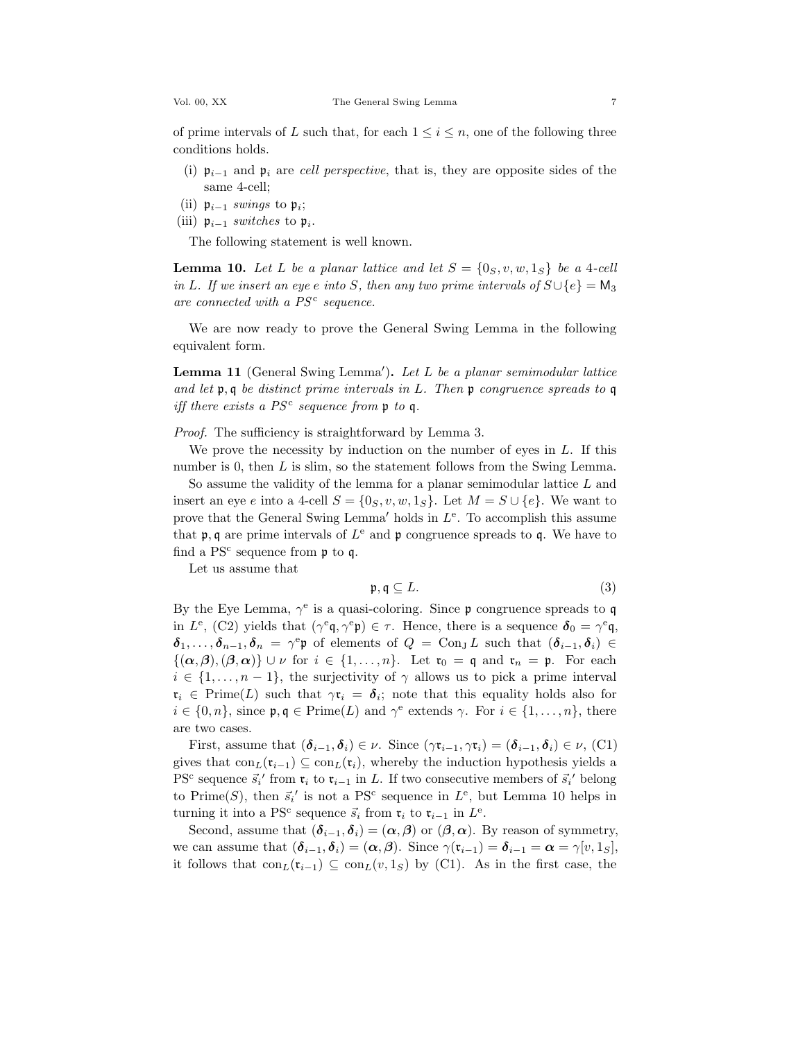of prime intervals of $L$ such that, for each $1 \le i \le n$, one of the following three conditions holds.

- (i) $\mathfrak{p}_{i-1}$ and $\mathfrak{p}_i$ are *cell perspective*, that is, they are opposite sides of the same 4-cell;
- (ii) $\mathfrak{p}_{i-1}$ *swings* to $\mathfrak{p}_i$;
- (iii) $\mathfrak{p}_{i-1}$ *switches* to $\mathfrak{p}_i$.

The following statement is well known.

**Lemma 10.** *Let $L$ be a planar lattice and let $S = \{0_S, v, w, 1_S\}$ be a 4-cell in $L$. If we insert an eye $e$ into $S$, then any two prime intervals of $S \cup \{e\} = \mathsf{M}_3$ are connected with a PS$^{\text{c}}$ sequence.*

We are now ready to prove the General Swing Lemma in the following equivalent form.

**Lemma 11** (General Swing Lemma$'$)**.** *Let $L$ be a planar semimodular lattice and let $\mathfrak{p}, \mathfrak{q}$ be distinct prime intervals in $L$. Then $\mathfrak{p}$ congruence spreads to $\mathfrak{q}$ iff there exists a PS$^{\text{c}}$ sequence from $\mathfrak{p}$ to $\mathfrak{q}$.*

*Proof.* The sufficiency is straightforward by Lemma 3.

We prove the necessity by induction on the number of eyes in $L$. If this number is 0, then $L$ is slim, so the statement follows from the Swing Lemma.

So assume the validity of the lemma for a planar semimodular lattice $L$ and insert an eye $e$ into a 4-cell $S = \{0_S, v, w, 1_S\}$. Let $M = S \cup \{e\}$. We want to prove that the General Swing Lemma$'$ holds in $L^{\text{e}}$. To accomplish this assume that $\mathfrak{p}, \mathfrak{q}$ are prime intervals of $L^{\text{e}}$ and $\mathfrak{p}$ congruence spreads to $\mathfrak{q}$. We have to find a PS$^{\text{c}}$ sequence from $\mathfrak{p}$ to $\mathfrak{q}$.

Let us assume that

$$\mathfrak{p}, \mathfrak{q} \subseteq L. \tag{3}$$

By the Eye Lemma, $\gamma^{\text{e}}$ is a quasi-coloring. Since $\mathfrak{p}$ congruence spreads to $\mathfrak{q}$ in $L^{\text{e}}$, (C2) yields that $(\gamma^{\text{e}}\mathfrak{q}, \gamma^{\text{e}}\mathfrak{p}) \in \tau$. Hence, there is a sequence $\boldsymbol{\delta}_0 = \gamma^{\text{e}}\mathfrak{q}$, $\boldsymbol{\delta}_1, \ldots, \boldsymbol{\delta}_{n-1}, \boldsymbol{\delta}_n = \gamma^{\text{e}}\mathfrak{p}$ of elements of $Q = \operatorname{Con}_{\text{J}} L$ such that $(\boldsymbol{\delta}_{i-1}, \boldsymbol{\delta}_i) \in \{(\boldsymbol{\alpha}, \boldsymbol{\beta}), (\boldsymbol{\beta}, \boldsymbol{\alpha})\} \cup \nu$ for $i \in \{1, \ldots, n\}$. Let $\mathfrak{r}_0 = \mathfrak{q}$ and $\mathfrak{r}_n = \mathfrak{p}$. For each $i \in \{1, \ldots, n-1\}$, the surjectivity of $\gamma$ allows us to pick a prime interval $\mathfrak{r}_i \in \operatorname{Prime}(L)$ such that $\gamma\mathfrak{r}_i = \boldsymbol{\delta}_i$; note that this equality holds also for $i \in \{0, n\}$, since $\mathfrak{p}, \mathfrak{q} \in \operatorname{Prime}(L)$ and $\gamma^{\text{e}}$ extends $\gamma$. For $i \in \{1, \ldots, n\}$, there are two cases.

First, assume that $(\boldsymbol{\delta}_{i-1}, \boldsymbol{\delta}_i) \in \nu$. Since $(\gamma\mathfrak{r}_{i-1}, \gamma\mathfrak{r}_i) = (\boldsymbol{\delta}_{i-1}, \boldsymbol{\delta}_i) \in \nu$, (C1) gives that $\operatorname{con}_L(\mathfrak{r}_{i-1}) \subseteq \operatorname{con}_L(\mathfrak{r}_i)$, whereby the induction hypothesis yields a PS$^{\text{c}}$ sequence $\vec{s}_i{}'$ from $\mathfrak{r}_i$ to $\mathfrak{r}_{i-1}$ in $L$. If two consecutive members of $\vec{s}_i{}'$ belong to $\operatorname{Prime}(S)$, then $\vec{s}_i{}'$ is not a PS$^{\text{c}}$ sequence in $L^{\text{e}}$, but Lemma 10 helps in turning it into a PS$^{\text{c}}$ sequence $\vec{s}_i$ from $\mathfrak{r}_i$ to $\mathfrak{r}_{i-1}$ in $L^{\text{e}}$.

Second, assume that $(\boldsymbol{\delta}_{i-1}, \boldsymbol{\delta}_i) = (\boldsymbol{\alpha}, \boldsymbol{\beta})$ or $(\boldsymbol{\beta}, \boldsymbol{\alpha})$. By reason of symmetry, we can assume that $(\boldsymbol{\delta}_{i-1}, \boldsymbol{\delta}_i) = (\boldsymbol{\alpha}, \boldsymbol{\beta})$. Since $\gamma(\mathfrak{r}_{i-1}) = \boldsymbol{\delta}_{i-1} = \boldsymbol{\alpha} = \gamma[v, 1_S]$, it follows that $\operatorname{con}_L(\mathfrak{r}_{i-1}) \subseteq \operatorname{con}_L(v, 1_S)$ by (C1). As in the first case, the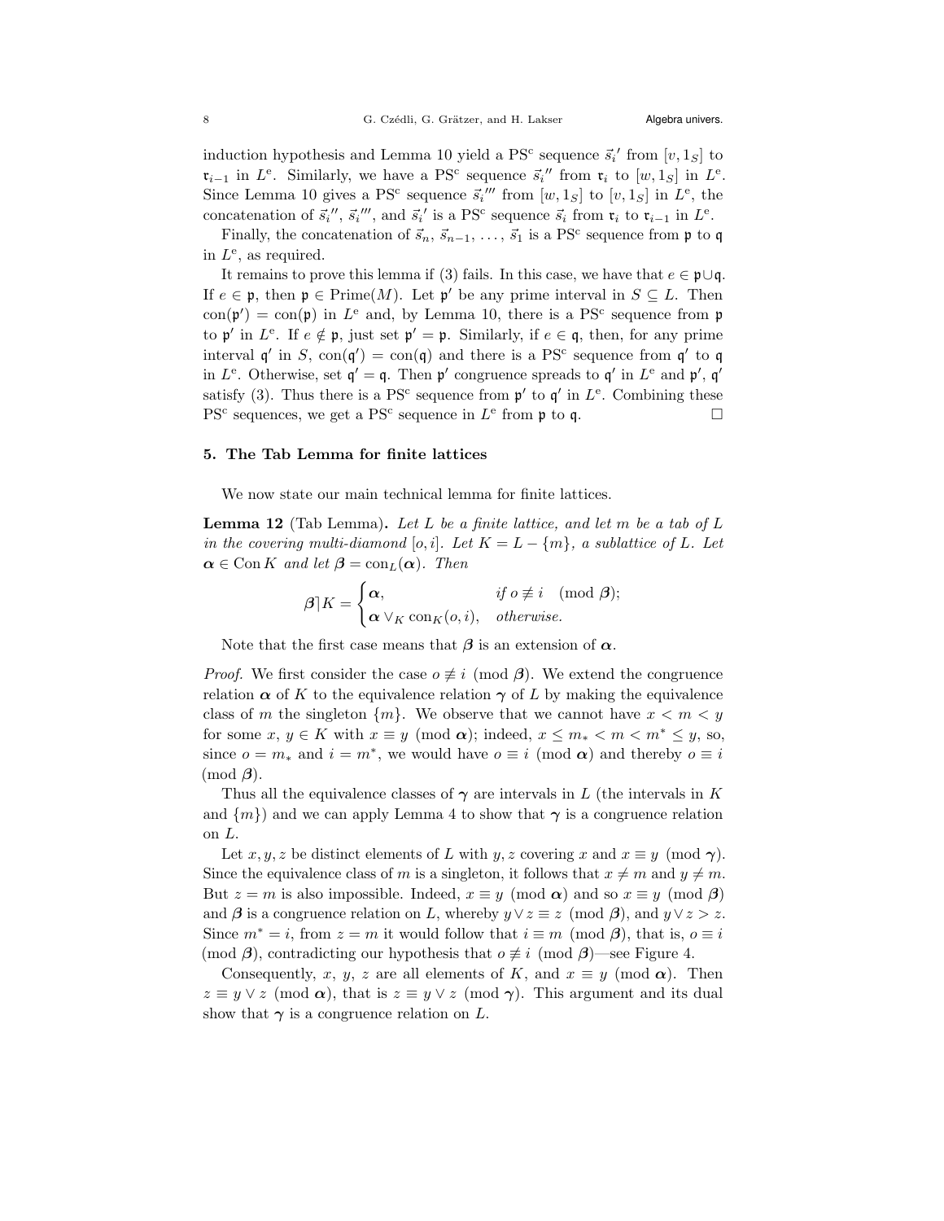induction hypothesis and Lemma 10 yield a PS$^{\mathrm{c}}$ sequence $\vec{s}_i{}'$ from $[v, 1_S]$ to $\mathfrak{r}_{i-1}$ in $L^{\mathrm{e}}$. Similarly, we have a PS$^{\mathrm{c}}$ sequence $\vec{s}_i{}''$ from $\mathfrak{r}_i$ to $[w, 1_S]$ in $L^{\mathrm{e}}$. Since Lemma 10 gives a PS$^{\mathrm{c}}$ sequence $\vec{s}_i{}'''$ from $[w, 1_S]$ to $[v, 1_S]$ in $L^{\mathrm{e}}$, the concatenation of $\vec{s}_i{}''$, $\vec{s}_i{}'''$, and $\vec{s}_i{}'$ is a PS$^{\mathrm{c}}$ sequence $\vec{s}_i$ from $\mathfrak{r}_i$ to $\mathfrak{r}_{i-1}$ in $L^{\mathrm{e}}$.

Finally, the concatenation of $\vec{s}_n, \vec{s}_{n-1}, \ldots, \vec{s}_1$ is a PS$^{\mathrm{c}}$ sequence from $\mathfrak{p}$ to $\mathfrak{q}$ in $L^{\mathrm{e}}$, as required.

It remains to prove this lemma if (3) fails. In this case, we have that $e \in \mathfrak{p} \cup \mathfrak{q}$. If $e \in \mathfrak{p}$, then $\mathfrak{p} \in \operatorname{Prime}(M)$. Let $\mathfrak{p}'$ be any prime interval in $S \subseteq L$. Then $\operatorname{con}(\mathfrak{p}') = \operatorname{con}(\mathfrak{p})$ in $L^{\mathrm{e}}$ and, by Lemma 10, there is a PS$^{\mathrm{c}}$ sequence from $\mathfrak{p}$ to $\mathfrak{p}'$ in $L^{\mathrm{e}}$. If $e \notin \mathfrak{p}$, just set $\mathfrak{p}' = \mathfrak{p}$. Similarly, if $e \in \mathfrak{q}$, then, for any prime interval $\mathfrak{q}'$ in $S$, $\operatorname{con}(\mathfrak{q}') = \operatorname{con}(\mathfrak{q})$ and there is a PS$^{\mathrm{c}}$ sequence from $\mathfrak{q}'$ to $\mathfrak{q}$ in $L^{\mathrm{e}}$. Otherwise, set $\mathfrak{q}' = \mathfrak{q}$. Then $\mathfrak{p}'$ congruence spreads to $\mathfrak{q}'$ in $L^{\mathrm{e}}$ and $\mathfrak{p}'$, $\mathfrak{q}'$ satisfy (3). Thus there is a PS$^{\mathrm{c}}$ sequence from $\mathfrak{p}'$ to $\mathfrak{q}'$ in $L^{\mathrm{e}}$. Combining these PS$^{\mathrm{c}}$ sequences, we get a PS$^{\mathrm{c}}$ sequence in $L^{\mathrm{e}}$ from $\mathfrak{p}$ to $\mathfrak{q}$. ☐

## 5. The Tab Lemma for finite lattices

We now state our main technical lemma for finite lattices.

**Lemma 12** (Tab Lemma). *Let $L$ be a finite lattice, and let $m$ be a tab of $L$ in the covering multi-diamond $[o, i]$. Let $K = L - \{m\}$, a sublattice of $L$. Let $\boldsymbol{\alpha} \in \operatorname{Con} K$ and let $\boldsymbol{\beta} = \operatorname{con}_L(\boldsymbol{\alpha})$. Then*

$$\boldsymbol{\beta}\rceil K = \begin{cases} \boldsymbol{\alpha}, & \text{if } o \not\equiv i \pmod{\boldsymbol{\beta}}; \\ \boldsymbol{\alpha} \vee_K \operatorname{con}_K(o, i), & \text{otherwise.} \end{cases}$$

Note that the first case means that $\boldsymbol{\beta}$ is an extension of $\boldsymbol{\alpha}$.

*Proof.* We first consider the case $o \not\equiv i \pmod{\boldsymbol{\beta}}$. We extend the congruence relation $\boldsymbol{\alpha}$ of $K$ to the equivalence relation $\boldsymbol{\gamma}$ of $L$ by making the equivalence class of $m$ the singleton $\{m\}$. We observe that we cannot have $x < m < y$ for some $x, y \in K$ with $x \equiv y \pmod{\boldsymbol{\alpha}}$; indeed, $x \leq m_* < m < m^* \leq y$, so, since $o = m_*$ and $i = m^*$, we would have $o \equiv i \pmod{\boldsymbol{\alpha}}$ and thereby $o \equiv i \pmod{\boldsymbol{\beta}}$.

Thus all the equivalence classes of $\boldsymbol{\gamma}$ are intervals in $L$ (the intervals in $K$ and $\{m\}$) and we can apply Lemma 4 to show that $\boldsymbol{\gamma}$ is a congruence relation on $L$.

Let $x, y, z$ be distinct elements of $L$ with $y, z$ covering $x$ and $x \equiv y \pmod{\boldsymbol{\gamma}}$. Since the equivalence class of $m$ is a singleton, it follows that $x \neq m$ and $y \neq m$. But $z = m$ is also impossible. Indeed, $x \equiv y \pmod{\boldsymbol{\alpha}}$ and so $x \equiv y \pmod{\boldsymbol{\beta}}$ and $\boldsymbol{\beta}$ is a congruence relation on $L$, whereby $y \vee z \equiv z \pmod{\boldsymbol{\beta}}$, and $y \vee z > z$. Since $m^* = i$, from $z = m$ it would follow that $i \equiv m \pmod{\boldsymbol{\beta}}$, that is, $o \equiv i \pmod{\boldsymbol{\beta}}$, contradicting our hypothesis that $o \not\equiv i \pmod{\boldsymbol{\beta}}$—see Figure 4.

Consequently, $x$, $y$, $z$ are all elements of $K$, and $x \equiv y \pmod{\boldsymbol{\alpha}}$. Then $z \equiv y \vee z \pmod{\boldsymbol{\alpha}}$, that is $z \equiv y \vee z \pmod{\boldsymbol{\gamma}}$. This argument and its dual show that $\boldsymbol{\gamma}$ is a congruence relation on $L$.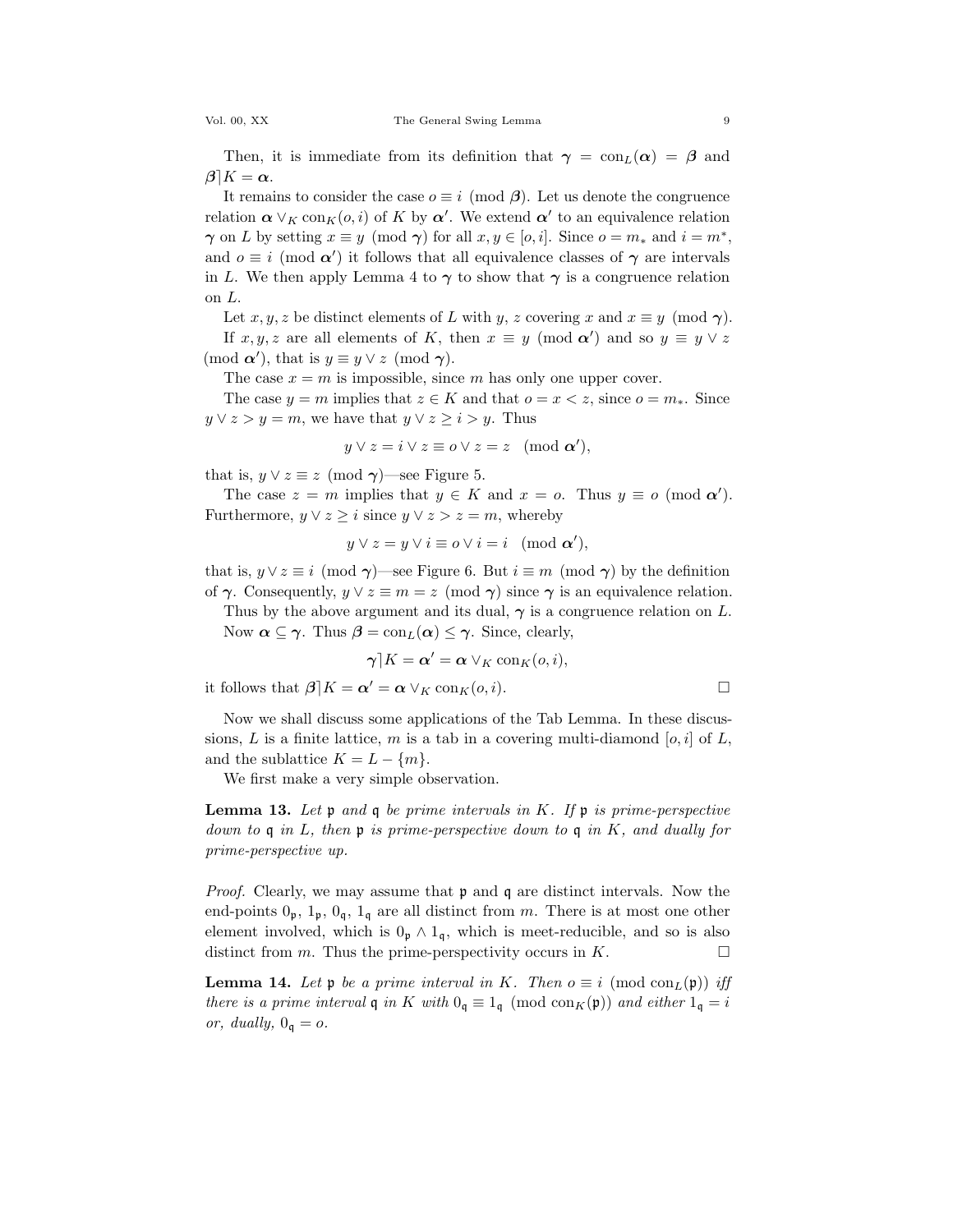Then, it is immediate from its definition that $\boldsymbol{\gamma} = \operatorname{con}_L(\boldsymbol{\alpha}) = \boldsymbol{\beta}$ and $\boldsymbol{\beta}\rceil K = \boldsymbol{\alpha}$.

It remains to consider the case $o \equiv i \pmod{\boldsymbol{\beta}}$. Let us denote the congruence relation $\boldsymbol{\alpha} \vee_K \operatorname{con}_K(o,i)$ of $K$ by $\boldsymbol{\alpha}'$. We extend $\boldsymbol{\alpha}'$ to an equivalence relation $\boldsymbol{\gamma}$ on $L$ by setting $x \equiv y \pmod{\boldsymbol{\gamma}}$ for all $x, y \in [o,i]$. Since $o = m_*$ and $i = m^*$, and $o \equiv i \pmod{\boldsymbol{\alpha}'}$ it follows that all equivalence classes of $\boldsymbol{\gamma}$ are intervals in $L$. We then apply Lemma 4 to $\boldsymbol{\gamma}$ to show that $\boldsymbol{\gamma}$ is a congruence relation on $L$.

Let $x, y, z$ be distinct elements of $L$ with $y$, $z$ covering $x$ and $x \equiv y \pmod{\boldsymbol{\gamma}}$.

If $x, y, z$ are all elements of $K$, then $x \equiv y \pmod{\boldsymbol{\alpha}'}$ and so $y \equiv y \vee z \pmod{\boldsymbol{\alpha}'}$, that is $y \equiv y \vee z \pmod{\boldsymbol{\gamma}}$.

The case $x = m$ is impossible, since $m$ has only one upper cover.

The case $y = m$ implies that $z \in K$ and that $o = x < z$, since $o = m_*$. Since $y \vee z > y = m$, we have that $y \vee z \geq i > y$. Thus

$$y \vee z = i \vee z \equiv o \vee z = z \pmod{\boldsymbol{\alpha}'},$$

that is, $y \vee z \equiv z \pmod{\boldsymbol{\gamma}}$—see Figure 5.

The case $z = m$ implies that $y \in K$ and $x = o$. Thus $y \equiv o \pmod{\boldsymbol{\alpha}'}$. Furthermore, $y \vee z \geq i$ since $y \vee z > z = m$, whereby

$$y \vee z = y \vee i \equiv o \vee i = i \pmod{\boldsymbol{\alpha}'},$$

that is, $y \vee z \equiv i \pmod{\boldsymbol{\gamma}}$—see Figure 6. But $i \equiv m \pmod{\boldsymbol{\gamma}}$ by the definition of $\boldsymbol{\gamma}$. Consequently, $y \vee z \equiv m = z \pmod{\boldsymbol{\gamma}}$ since $\boldsymbol{\gamma}$ is an equivalence relation.

Thus by the above argument and its dual, $\boldsymbol{\gamma}$ is a congruence relation on $L$.

Now $\boldsymbol{\alpha} \subseteq \boldsymbol{\gamma}$. Thus $\boldsymbol{\beta} = \operatorname{con}_L(\boldsymbol{\alpha}) \leq \boldsymbol{\gamma}$. Since, clearly,

$$\boldsymbol{\gamma}\rceil K = \boldsymbol{\alpha}' = \boldsymbol{\alpha} \vee_K \operatorname{con}_K(o,i),$$

it follows that $\boldsymbol{\beta}\rceil K = \boldsymbol{\alpha}' = \boldsymbol{\alpha} \vee_K \operatorname{con}_K(o,i)$. □

Now we shall discuss some applications of the Tab Lemma. In these discussions, $L$ is a finite lattice, $m$ is a tab in a covering multi-diamond $[o,i]$ of $L$, and the sublattice $K = L - \{m\}$.

We first make a very simple observation.

**Lemma 13.** *Let $\mathfrak{p}$ and $\mathfrak{q}$ be prime intervals in $K$. If $\mathfrak{p}$ is prime-perspective down to $\mathfrak{q}$ in $L$, then $\mathfrak{p}$ is prime-perspective down to $\mathfrak{q}$ in $K$, and dually for prime-perspective up.*

*Proof.* Clearly, we may assume that $\mathfrak{p}$ and $\mathfrak{q}$ are distinct intervals. Now the end-points $0_{\mathfrak{p}}$, $1_{\mathfrak{p}}$, $0_{\mathfrak{q}}$, $1_{\mathfrak{q}}$ are all distinct from $m$. There is at most one other element involved, which is $0_{\mathfrak{p}} \wedge 1_{\mathfrak{q}}$, which is meet-reducible, and so is also distinct from $m$. Thus the prime-perspectivity occurs in $K$. □

**Lemma 14.** *Let $\mathfrak{p}$ be a prime interval in $K$. Then $o \equiv i \pmod{\operatorname{con}_L(\mathfrak{p})}$ iff there is a prime interval $\mathfrak{q}$ in $K$ with $0_{\mathfrak{q}} \equiv 1_{\mathfrak{q}} \pmod{\operatorname{con}_K(\mathfrak{p})}$ and either $1_{\mathfrak{q}} = i$ or, dually, $0_{\mathfrak{q}} = o$.*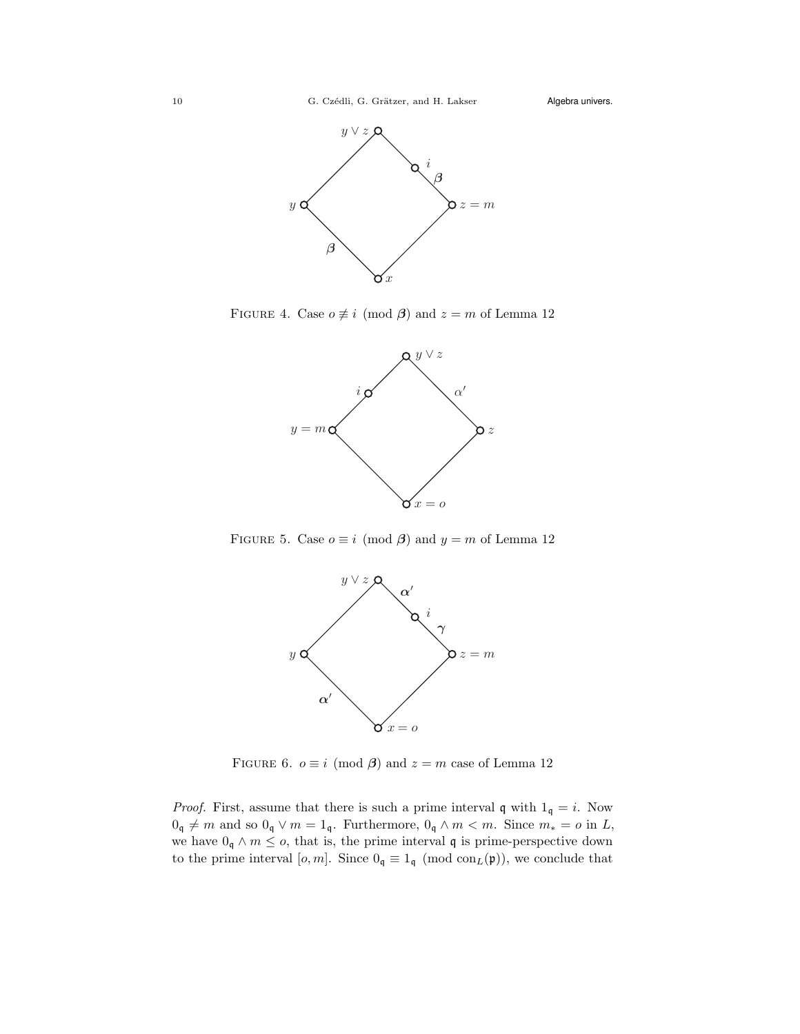Figure 4. Case $o \not\equiv i \pmod{\boldsymbol{\beta}}$ and $z = m$ of Lemma 12

Figure 5. Case $o \equiv i \pmod{\boldsymbol{\beta}}$ and $y = m$ of Lemma 12

Figure 6. $o \equiv i \pmod{\boldsymbol{\beta}}$ and $z = m$ case of Lemma 12

*Proof.* First, assume that there is such a prime interval $\mathfrak{q}$ with $1_\mathfrak{q} = i$. Now $0_\mathfrak{q} \neq m$ and so $0_\mathfrak{q} \vee m = 1_\mathfrak{q}$. Furthermore, $0_\mathfrak{q} \wedge m < m$. Since $m_* = o$ in $L$, we have $0_\mathfrak{q} \wedge m \leq o$, that is, the prime interval $\mathfrak{q}$ is prime-perspective down to the prime interval $[o, m]$. Since $0_\mathfrak{q} \equiv 1_\mathfrak{q} \pmod{\operatorname{con}_L(\mathfrak{p})}$, we conclude that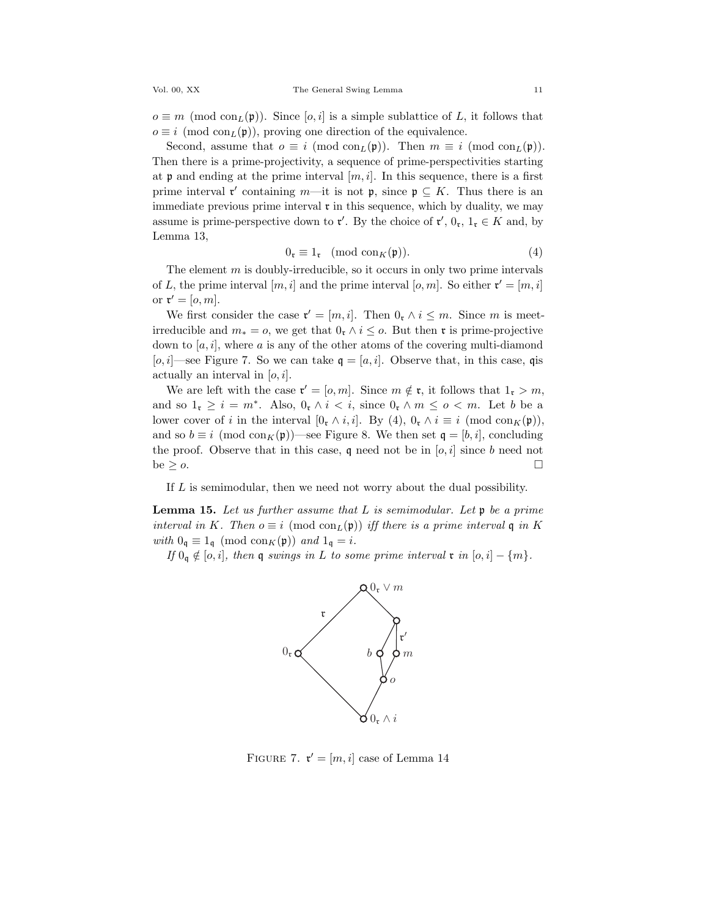$o \equiv m \pmod{\mathrm{con}_L(\mathfrak{p})}$. Since $[o, i]$ is a simple sublattice of $L$, it follows that $o \equiv i \pmod{\mathrm{con}_L(\mathfrak{p})}$, proving one direction of the equivalence.

Second, assume that $o \equiv i \pmod{\mathrm{con}_L(\mathfrak{p})}$. Then $m \equiv i \pmod{\mathrm{con}_L(\mathfrak{p})}$. Then there is a prime-projectivity, a sequence of prime-perspectivities starting at $\mathfrak{p}$ and ending at the prime interval $[m, i]$. In this sequence, there is a first prime interval $\mathfrak{r}'$ containing $m$—it is not $\mathfrak{p}$, since $\mathfrak{p} \subseteq K$. Thus there is an immediate previous prime interval $\mathfrak{r}$ in this sequence, which by duality, we may assume is prime-perspective down to $\mathfrak{r}'$. By the choice of $\mathfrak{r}'$, $0_\mathfrak{r}$, $1_\mathfrak{r} \in K$ and, by Lemma 13,

$$0_\mathfrak{r} \equiv 1_\mathfrak{r} \pmod{\mathrm{con}_K(\mathfrak{p})}. \tag{4}$$

The element $m$ is doubly-irreducible, so it occurs in only two prime intervals of $L$, the prime interval $[m, i]$ and the prime interval $[o, m]$. So either $\mathfrak{r}' = [m, i]$ or $\mathfrak{r}' = [o, m]$.

We first consider the case $\mathfrak{r}' = [m, i]$. Then $0_\mathfrak{r} \wedge i \leq m$. Since $m$ is meet-irreducible and $m_* = o$, we get that $0_\mathfrak{r} \wedge i \leq o$. But then $\mathfrak{r}$ is prime-projective down to $[a, i]$, where $a$ is any of the other atoms of the covering multi-diamond $[o, i]$—see Figure 7. So we can take $\mathfrak{q} = [a, i]$. Observe that, in this case, $\mathfrak{q}$is actually an interval in $[o, i]$.

We are left with the case $\mathfrak{r}' = [o, m]$. Since $m \notin \mathfrak{r}$, it follows that $1_\mathfrak{r} > m$, and so $1_\mathfrak{r} \geq i = m^*$. Also, $0_\mathfrak{r} \wedge i < i$, since $0_\mathfrak{r} \wedge m \leq o < m$. Let $b$ be a lower cover of $i$ in the interval $[0_\mathfrak{r} \wedge i, i]$. By (4), $0_\mathfrak{r} \wedge i \equiv i \pmod{\mathrm{con}_K(\mathfrak{p})}$, and so $b \equiv i \pmod{\mathrm{con}_K(\mathfrak{p})}$—see Figure 8. We then set $\mathfrak{q} = [b, i]$, concluding the proof. Observe that in this case, $\mathfrak{q}$ need not be in $[o, i]$ since $b$ need not be $\geq o$. $\square$

If $L$ is semimodular, then we need not worry about the dual possibility.

**Lemma 15.** *Let us further assume that $L$ is semimodular. Let $\mathfrak{p}$ be a prime interval in $K$. Then $o \equiv i \pmod{\mathrm{con}_L(\mathfrak{p})}$ iff there is a prime interval $\mathfrak{q}$ in $K$ with $0_\mathfrak{q} \equiv 1_\mathfrak{q} \pmod{\mathrm{con}_K(\mathfrak{p})}$ and $1_\mathfrak{q} = i$.*

*If $0_\mathfrak{q} \notin [o, i]$, then $\mathfrak{q}$ swings in $L$ to some prime interval $\mathfrak{r}$ in $[o, i] - \{m\}$.*

FIGURE 7. $\mathfrak{r}' = [m, i]$ case of Lemma 14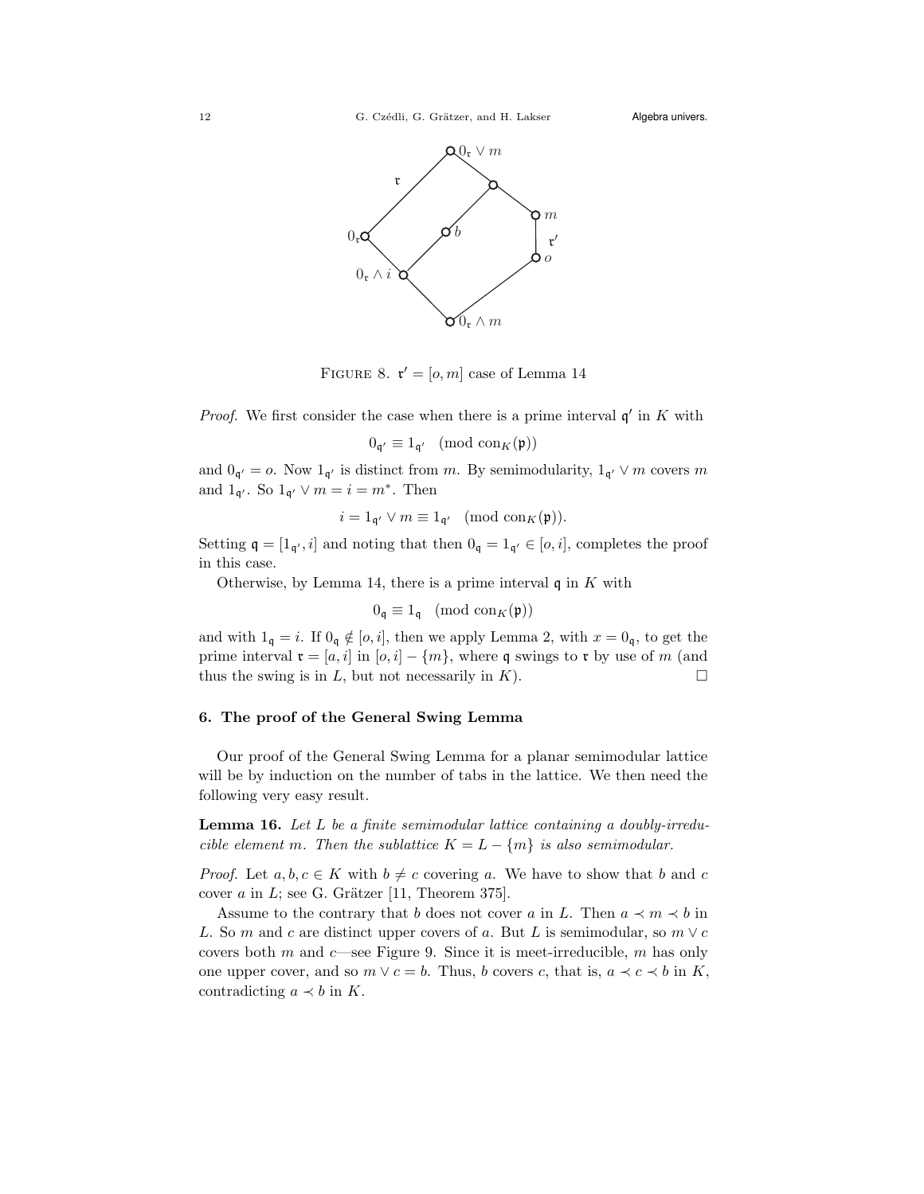FIGURE 8. $\mathfrak{r}' = [o, m]$ case of Lemma 14

*Proof.* We first consider the case when there is a prime interval $\mathfrak{q}'$ in $K$ with

$$0_{\mathfrak{q}'} \equiv 1_{\mathfrak{q}'} \pmod{\operatorname{con}_K(\mathfrak{p})}$$

and $0_{\mathfrak{q}'} = o$. Now $1_{\mathfrak{q}'}$ is distinct from $m$. By semimodularity, $1_{\mathfrak{q}'} \vee m$ covers $m$ and $1_{\mathfrak{q}'}$. So $1_{\mathfrak{q}'} \vee m = i = m^*$. Then

$$i = 1_{\mathfrak{q}'} \vee m \equiv 1_{\mathfrak{q}'} \pmod{\operatorname{con}_K(\mathfrak{p})}.$$

Setting $\mathfrak{q} = [1_{\mathfrak{q}'}, i]$ and noting that then $0_{\mathfrak{q}} = 1_{\mathfrak{q}'} \in [o, i]$, completes the proof in this case.

Otherwise, by Lemma 14, there is a prime interval $\mathfrak{q}$ in $K$ with

$$0_{\mathfrak{q}} \equiv 1_{\mathfrak{q}} \pmod{\operatorname{con}_K(\mathfrak{p})}$$

and with $1_{\mathfrak{q}} = i$. If $0_{\mathfrak{q}} \notin [o, i]$, then we apply Lemma 2, with $x = 0_{\mathfrak{q}}$, to get the prime interval $\mathfrak{r} = [a, i]$ in $[o, i] - \{m\}$, where $\mathfrak{q}$ swings to $\mathfrak{r}$ by use of $m$ (and thus the swing is in $L$, but not necessarily in $K$). $\square$

## 6. The proof of the General Swing Lemma

Our proof of the General Swing Lemma for a planar semimodular lattice will be by induction on the number of tabs in the lattice. We then need the following very easy result.

**Lemma 16.** *Let $L$ be a finite semimodular lattice containing a doubly-irreducible element $m$. Then the sublattice $K = L - \{m\}$ is also semimodular.*

*Proof.* Let $a, b, c \in K$ with $b \neq c$ covering $a$. We have to show that $b$ and $c$ cover $a$ in $L$; see G. Grätzer [11, Theorem 375].

Assume to the contrary that $b$ does not cover $a$ in $L$. Then $a \prec m \prec b$ in $L$. So $m$ and $c$ are distinct upper covers of $a$. But $L$ is semimodular, so $m \vee c$ covers both $m$ and $c$—see Figure 9. Since it is meet-irreducible, $m$ has only one upper cover, and so $m \vee c = b$. Thus, $b$ covers $c$, that is, $a \prec c \prec b$ in $K$, contradicting $a \prec b$ in $K$.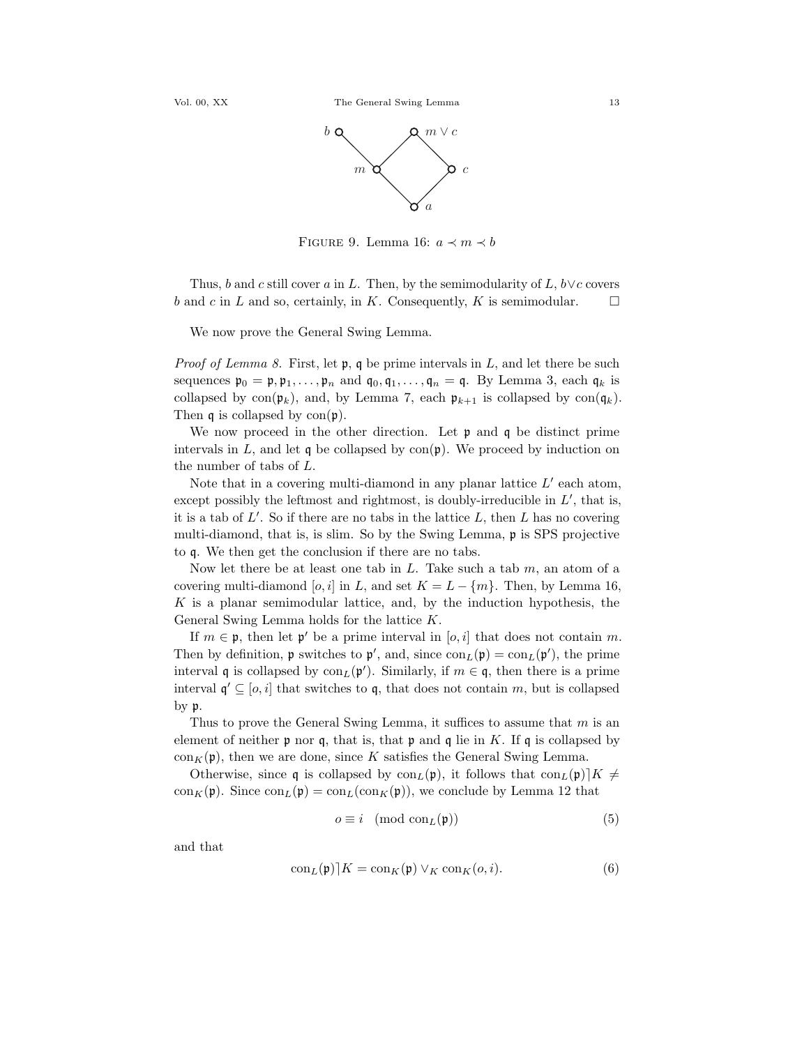FIGURE 9. Lemma 16: $a \prec m \prec b$

Thus, $b$ and $c$ still cover $a$ in $L$. Then, by the semimodularity of $L$, $b \vee c$ covers $b$ and $c$ in $L$ and so, certainly, in $K$. Consequently, $K$ is semimodular. $\square$

We now prove the General Swing Lemma.

*Proof of Lemma 8.* First, let $\mathfrak{p}$, $\mathfrak{q}$ be prime intervals in $L$, and let there be such sequences $\mathfrak{p}_0 = \mathfrak{p}, \mathfrak{p}_1, \ldots, \mathfrak{p}_n$ and $\mathfrak{q}_0, \mathfrak{q}_1, \ldots, \mathfrak{q}_n = \mathfrak{q}$. By Lemma 3, each $\mathfrak{q}_k$ is collapsed by $\mathrm{con}(\mathfrak{p}_k)$, and, by Lemma 7, each $\mathfrak{p}_{k+1}$ is collapsed by $\mathrm{con}(\mathfrak{q}_k)$. Then $\mathfrak{q}$ is collapsed by $\mathrm{con}(\mathfrak{p})$.

We now proceed in the other direction. Let $\mathfrak{p}$ and $\mathfrak{q}$ be distinct prime intervals in $L$, and let $\mathfrak{q}$ be collapsed by $\mathrm{con}(\mathfrak{p})$. We proceed by induction on the number of tabs of $L$.

Note that in a covering multi-diamond in any planar lattice $L'$ each atom, except possibly the leftmost and rightmost, is doubly-irreducible in $L'$, that is, it is a tab of $L'$. So if there are no tabs in the lattice $L$, then $L$ has no covering multi-diamond, that is, is slim. So by the Swing Lemma, $\mathfrak{p}$ is SPS projective to $\mathfrak{q}$. We then get the conclusion if there are no tabs.

Now let there be at least one tab in $L$. Take such a tab $m$, an atom of a covering multi-diamond $[o, i]$ in $L$, and set $K = L - \{m\}$. Then, by Lemma 16, $K$ is a planar semimodular lattice, and, by the induction hypothesis, the General Swing Lemma holds for the lattice $K$.

If $m \in \mathfrak{p}$, then let $\mathfrak{p}'$ be a prime interval in $[o, i]$ that does not contain $m$. Then by definition, $\mathfrak{p}$ switches to $\mathfrak{p}'$, and, since $\mathrm{con}_L(\mathfrak{p}) = \mathrm{con}_L(\mathfrak{p}')$, the prime interval $\mathfrak{q}$ is collapsed by $\mathrm{con}_L(\mathfrak{p}')$. Similarly, if $m \in \mathfrak{q}$, then there is a prime interval $\mathfrak{q}' \subseteq [o, i]$ that switches to $\mathfrak{q}$, that does not contain $m$, but is collapsed by $\mathfrak{p}$.

Thus to prove the General Swing Lemma, it suffices to assume that $m$ is an element of neither $\mathfrak{p}$ nor $\mathfrak{q}$, that is, that $\mathfrak{p}$ and $\mathfrak{q}$ lie in $K$. If $\mathfrak{q}$ is collapsed by $\mathrm{con}_K(\mathfrak{p})$, then we are done, since $K$ satisfies the General Swing Lemma.

Otherwise, since $\mathfrak{q}$ is collapsed by $\mathrm{con}_L(\mathfrak{p})$, it follows that $\mathrm{con}_L(\mathfrak{p})\rceil K \neq \mathrm{con}_K(\mathfrak{p})$. Since $\mathrm{con}_L(\mathfrak{p}) = \mathrm{con}_L(\mathrm{con}_K(\mathfrak{p}))$, we conclude by Lemma 12 that

$$o \equiv i \pmod{\mathrm{con}_L(\mathfrak{p})} \tag{5}$$

and that

$$\mathrm{con}_L(\mathfrak{p})\rceil K = \mathrm{con}_K(\mathfrak{p}) \vee_K \mathrm{con}_K(o, i). \tag{6}$$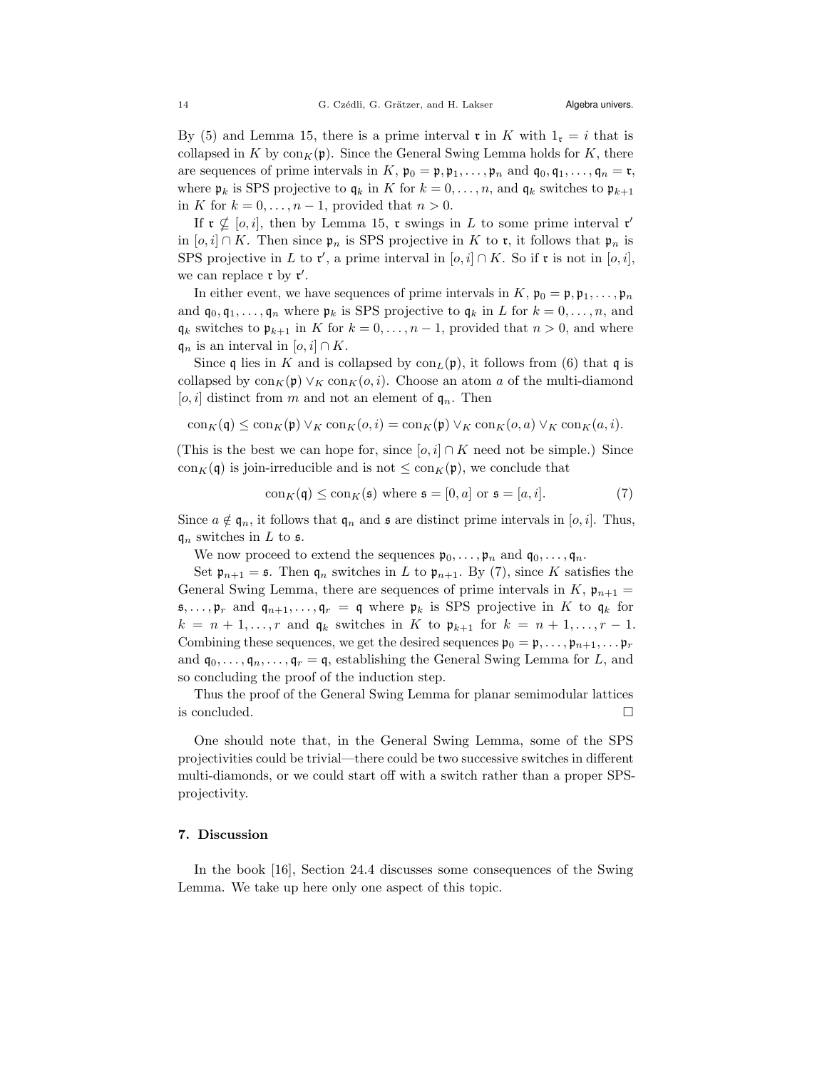By (5) and Lemma 15, there is a prime interval $\mathfrak{r}$ in $K$ with $1_{\mathfrak{r}} = i$ that is collapsed in $K$ by $\mathrm{con}_K(\mathfrak{p})$. Since the General Swing Lemma holds for $K$, there are sequences of prime intervals in $K$, $\mathfrak{p}_0 = \mathfrak{p}, \mathfrak{p}_1, \dots, \mathfrak{p}_n$ and $\mathfrak{q}_0, \mathfrak{q}_1, \dots, \mathfrak{q}_n = \mathfrak{r}$, where $\mathfrak{p}_k$ is SPS projective to $\mathfrak{q}_k$ in $K$ for $k = 0, \dots, n$, and $\mathfrak{q}_k$ switches to $\mathfrak{p}_{k+1}$ in $K$ for $k = 0, \dots, n-1$, provided that $n > 0$.

If $\mathfrak{r} \not\subseteq [o, i]$, then by Lemma 15, $\mathfrak{r}$ swings in $L$ to some prime interval $\mathfrak{r}'$ in $[o, i] \cap K$. Then since $\mathfrak{p}_n$ is SPS projective in $K$ to $\mathfrak{r}$, it follows that $\mathfrak{p}_n$ is SPS projective in $L$ to $\mathfrak{r}'$, a prime interval in $[o, i] \cap K$. So if $\mathfrak{r}$ is not in $[o, i]$, we can replace $\mathfrak{r}$ by $\mathfrak{r}'$.

In either event, we have sequences of prime intervals in $K$, $\mathfrak{p}_0 = \mathfrak{p}, \mathfrak{p}_1, \dots, \mathfrak{p}_n$ and $\mathfrak{q}_0, \mathfrak{q}_1, \dots, \mathfrak{q}_n$ where $\mathfrak{p}_k$ is SPS projective to $\mathfrak{q}_k$ in $L$ for $k = 0, \dots, n$, and $\mathfrak{q}_k$ switches to $\mathfrak{p}_{k+1}$ in $K$ for $k = 0, \dots, n-1$, provided that $n > 0$, and where $\mathfrak{q}_n$ is an interval in $[o, i] \cap K$.

Since $\mathfrak{q}$ lies in $K$ and is collapsed by $\mathrm{con}_L(\mathfrak{p})$, it follows from (6) that $\mathfrak{q}$ is collapsed by $\mathrm{con}_K(\mathfrak{p}) \vee_K \mathrm{con}_K(o, i)$. Choose an atom $a$ of the multi-diamond $[o, i]$ distinct from $m$ and not an element of $\mathfrak{q}_n$. Then

$$\mathrm{con}_K(\mathfrak{q}) \leq \mathrm{con}_K(\mathfrak{p}) \vee_K \mathrm{con}_K(o, i) = \mathrm{con}_K(\mathfrak{p}) \vee_K \mathrm{con}_K(o, a) \vee_K \mathrm{con}_K(a, i).$$

(This is the best we can hope for, since $[o, i] \cap K$ need not be simple.) Since $\mathrm{con}_K(\mathfrak{q})$ is join-irreducible and is not $\leq \mathrm{con}_K(\mathfrak{p})$, we conclude that

$$\mathrm{con}_K(\mathfrak{q}) \leq \mathrm{con}_K(\mathfrak{s}) \text{ where } \mathfrak{s} = [0, a] \text{ or } \mathfrak{s} = [a, i]. \tag{7}$$

Since $a \notin \mathfrak{q}_n$, it follows that $\mathfrak{q}_n$ and $\mathfrak{s}$ are distinct prime intervals in $[o, i]$. Thus, $\mathfrak{q}_n$ switches in $L$ to $\mathfrak{s}$.

We now proceed to extend the sequences $\mathfrak{p}_0, \dots, \mathfrak{p}_n$ and $\mathfrak{q}_0, \dots, \mathfrak{q}_n$.

Set $\mathfrak{p}_{n+1} = \mathfrak{s}$. Then $\mathfrak{q}_n$ switches in $L$ to $\mathfrak{p}_{n+1}$. By (7), since $K$ satisfies the General Swing Lemma, there are sequences of prime intervals in $K$, $\mathfrak{p}_{n+1} = \mathfrak{s}, \dots, \mathfrak{p}_r$ and $\mathfrak{q}_{n+1}, \dots, \mathfrak{q}_r = \mathfrak{q}$ where $\mathfrak{p}_k$ is SPS projective in $K$ to $\mathfrak{q}_k$ for $k = n+1, \dots, r$ and $\mathfrak{q}_k$ switches in $K$ to $\mathfrak{p}_{k+1}$ for $k = n+1, \dots, r-1$. Combining these sequences, we get the desired sequences $\mathfrak{p}_0 = \mathfrak{p}, \dots, \mathfrak{p}_{n+1}, \dots \mathfrak{p}_r$ and $\mathfrak{q}_0, \dots, \mathfrak{q}_n, \dots, \mathfrak{q}_r = \mathfrak{q}$, establishing the General Swing Lemma for $L$, and so concluding the proof of the induction step.

Thus the proof of the General Swing Lemma for planar semimodular lattices is concluded. $\square$

One should note that, in the General Swing Lemma, some of the SPS projectivities could be trivial—there could be two successive switches in different multi-diamonds, or we could start off with a switch rather than a proper SPS-projectivity.

## 7. Discussion

In the book [16], Section 24.4 discusses some consequences of the Swing Lemma. We take up here only one aspect of this topic.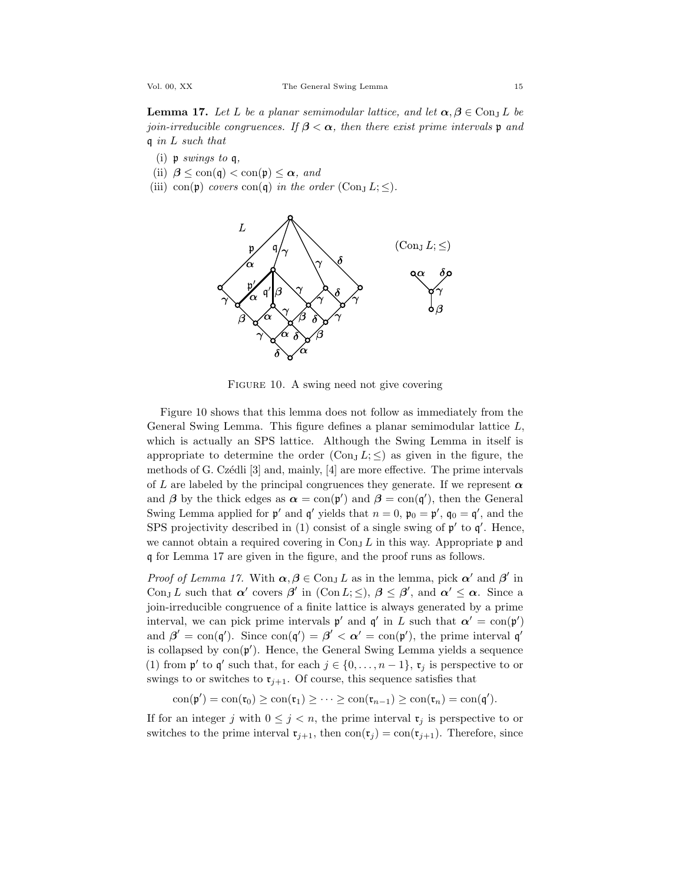**Lemma 17.** *Let $L$ be a planar semimodular lattice, and let $\boldsymbol{\alpha}, \boldsymbol{\beta} \in \mathrm{Con}_{\mathrm{J}} L$ be join-irreducible congruences. If $\boldsymbol{\beta} < \boldsymbol{\alpha}$, then there exist prime intervals $\mathfrak{p}$ and $\mathfrak{q}$ in $L$ such that*

- (i) *$\mathfrak{p}$ swings to $\mathfrak{q}$,*
- (ii) *$\boldsymbol{\beta} \le \mathrm{con}(\mathfrak{q}) < \mathrm{con}(\mathfrak{p}) \le \boldsymbol{\alpha}$, and*
- (iii) *$\mathrm{con}(\mathfrak{p})$ covers $\mathrm{con}(\mathfrak{q})$ in the order $(\mathrm{Con}_{\mathrm{J}} L; \le)$.*

Figure 10. A swing need not give covering

Figure 10 shows that this lemma does not follow as immediately from the General Swing Lemma. This figure defines a planar semimodular lattice $L$, which is actually an SPS lattice. Although the Swing Lemma in itself is appropriate to determine the order $(\mathrm{Con}_{\mathrm{J}} L; \le)$ as given in the figure, the methods of G. Czédli [3] and, mainly, [4] are more effective. The prime intervals of $L$ are labeled by the principal congruences they generate. If we represent $\boldsymbol{\alpha}$ and $\boldsymbol{\beta}$ by the thick edges as $\boldsymbol{\alpha} = \mathrm{con}(\mathfrak{p}')$ and $\boldsymbol{\beta} = \mathrm{con}(\mathfrak{q}')$, then the General Swing Lemma applied for $\mathfrak{p}'$ and $\mathfrak{q}'$ yields that $n = 0$, $\mathfrak{p}_0 = \mathfrak{p}'$, $\mathfrak{q}_0 = \mathfrak{q}'$, and the SPS projectivity described in (1) consist of a single swing of $\mathfrak{p}'$ to $\mathfrak{q}'$. Hence, we cannot obtain a required covering in $\mathrm{Con}_{\mathrm{J}} L$ in this way. Appropriate $\mathfrak{p}$ and $\mathfrak{q}$ for Lemma 17 are given in the figure, and the proof runs as follows.

*Proof of Lemma 17.* With $\boldsymbol{\alpha}, \boldsymbol{\beta} \in \mathrm{Con}_{\mathrm{J}} L$ as in the lemma, pick $\boldsymbol{\alpha}'$ and $\boldsymbol{\beta}'$ in $\mathrm{Con}_{\mathrm{J}} L$ such that $\boldsymbol{\alpha}'$ covers $\boldsymbol{\beta}'$ in $(\mathrm{Con}\, L; \le)$, $\boldsymbol{\beta} \le \boldsymbol{\beta}'$, and $\boldsymbol{\alpha}' \le \boldsymbol{\alpha}$. Since a join-irreducible congruence of a finite lattice is always generated by a prime interval, we can pick prime intervals $\mathfrak{p}'$ and $\mathfrak{q}'$ in $L$ such that $\boldsymbol{\alpha}' = \mathrm{con}(\mathfrak{p}')$ and $\boldsymbol{\beta}' = \mathrm{con}(\mathfrak{q}')$. Since $\mathrm{con}(\mathfrak{q}') = \boldsymbol{\beta}' < \boldsymbol{\alpha}' = \mathrm{con}(\mathfrak{p}')$, the prime interval $\mathfrak{q}'$ is collapsed by $\mathrm{con}(\mathfrak{p}')$. Hence, the General Swing Lemma yields a sequence (1) from $\mathfrak{p}'$ to $\mathfrak{q}'$ such that, for each $j \in \{0, \dots, n-1\}$, $\mathfrak{r}_j$ is perspective to or swings to or switches to $\mathfrak{r}_{j+1}$. Of course, this sequence satisfies that

$$\mathrm{con}(\mathfrak{p}') = \mathrm{con}(\mathfrak{r}_0) \ge \mathrm{con}(\mathfrak{r}_1) \ge \cdots \ge \mathrm{con}(\mathfrak{r}_{n-1}) \ge \mathrm{con}(\mathfrak{r}_n) = \mathrm{con}(\mathfrak{q}').$$

If for an integer $j$ with $0 \le j < n$, the prime interval $\mathfrak{r}_j$ is perspective to or switches to the prime interval $\mathfrak{r}_{j+1}$, then $\mathrm{con}(\mathfrak{r}_j) = \mathrm{con}(\mathfrak{r}_{j+1})$. Therefore, since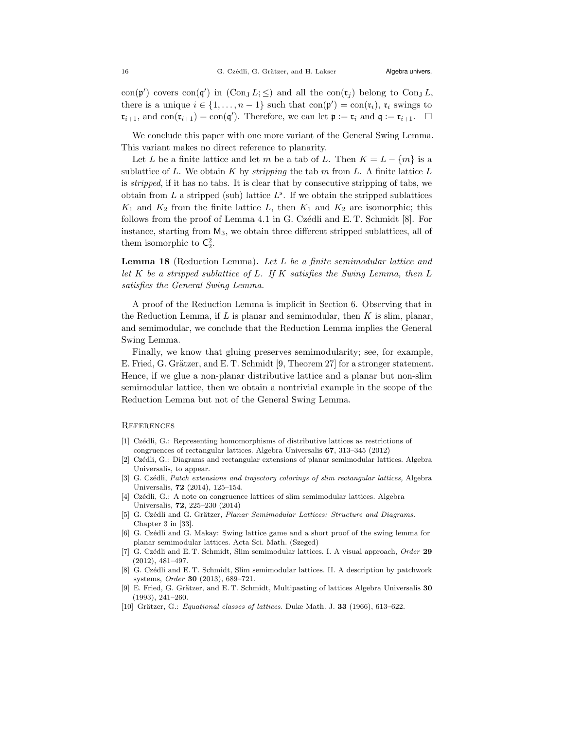$\operatorname{con}(\mathfrak{p}')$ covers $\operatorname{con}(\mathfrak{q}')$ in $(\operatorname{Con_J} L; \leq)$ and all the $\operatorname{con}(\mathfrak{r}_j)$ belong to $\operatorname{Con_J} L$, there is a unique $i \in \{1, \ldots, n-1\}$ such that $\operatorname{con}(\mathfrak{p}') = \operatorname{con}(\mathfrak{r}_i)$, $\mathfrak{r}_i$ swings to $\mathfrak{r}_{i+1}$, and $\operatorname{con}(\mathfrak{r}_{i+1}) = \operatorname{con}(\mathfrak{q}')$. Therefore, we can let $\mathfrak{p} := \mathfrak{r}_i$ and $\mathfrak{q} := \mathfrak{r}_{i+1}$. $\square$

We conclude this paper with one more variant of the General Swing Lemma. This variant makes no direct reference to planarity.

Let $L$ be a finite lattice and let $m$ be a tab of $L$. Then $K = L - \{m\}$ is a sublattice of $L$. We obtain $K$ by *stripping* the tab $m$ from $L$. A finite lattice $L$ is *stripped*, if it has no tabs. It is clear that by consecutive stripping of tabs, we obtain from $L$ a stripped (sub) lattice $L^{\mathrm{s}}$. If we obtain the stripped sublattices $K_1$ and $K_2$ from the finite lattice $L$, then $K_1$ and $K_2$ are isomorphic; this follows from the proof of Lemma 4.1 in G. Czédli and E. T. Schmidt [8]. For instance, starting from $\mathsf{M}_3$, we obtain three different stripped sublattices, all of them isomorphic to $\mathsf{C}_2^2$.

**Lemma 18** (Reduction Lemma)**.** *Let $L$ be a finite semimodular lattice and let $K$ be a stripped sublattice of $L$. If $K$ satisfies the Swing Lemma, then $L$ satisfies the General Swing Lemma.*

A proof of the Reduction Lemma is implicit in Section 6. Observing that in the Reduction Lemma, if $L$ is planar and semimodular, then $K$ is slim, planar, and semimodular, we conclude that the Reduction Lemma implies the General Swing Lemma.

Finally, we know that gluing preserves semimodularity; see, for example, E. Fried, G. Grätzer, and E. T. Schmidt [9, Theorem 27] for a stronger statement. Hence, if we glue a non-planar distributive lattice and a planar but non-slim semimodular lattice, then we obtain a nontrivial example in the scope of the Reduction Lemma but not of the General Swing Lemma.

## References

[1] Czédli, G.: Representing homomorphisms of distributive lattices as restrictions of congruences of rectangular lattices. Algebra Universalis **67**, 313–345 (2012)

[2] Czédli, G.: Diagrams and rectangular extensions of planar semimodular lattices. Algebra Universalis, to appear.

[3] G. Czédli, *Patch extensions and trajectory colorings of slim rectangular lattices,* Algebra Universalis, **72** (2014), 125–154.

[4] Czédli, G.: A note on congruence lattices of slim semimodular lattices. Algebra Universalis, **72**, 225–230 (2014)

[5] G. Czédli and G. Grätzer, *Planar Semimodular Lattices: Structure and Diagrams.* Chapter 3 in [33].

[6] G. Czédli and G. Makay: Swing lattice game and a short proof of the swing lemma for planar semimodular lattices. Acta Sci. Math. (Szeged)

[7] G. Czédli and E. T. Schmidt, Slim semimodular lattices. I. A visual approach, *Order* **29** (2012), 481–497.

[8] G. Czédli and E. T. Schmidt, Slim semimodular lattices. II. A description by patchwork systems, *Order* **30** (2013), 689–721.

[9] E. Fried, G. Grätzer, and E. T. Schmidt, Multipasting of lattices Algebra Universalis **30** (1993), 241–260.

[10] Grätzer, G.: *Equational classes of lattices.* Duke Math. J. **33** (1966), 613–622.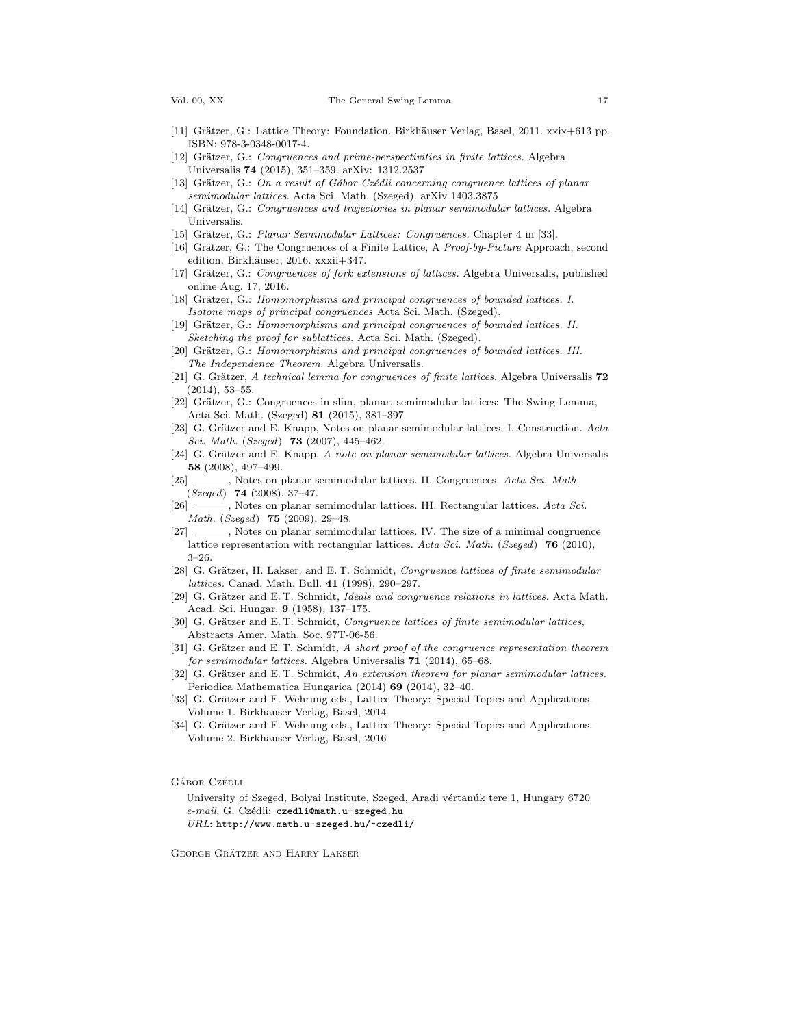[11] Grätzer, G.: Lattice Theory: Foundation. Birkhäuser Verlag, Basel, 2011. xxix+613 pp. ISBN: 978-3-0348-0017-4.

[12] Grätzer, G.: *Congruences and prime-perspectivities in finite lattices.* Algebra Universalis **74** (2015), 351–359. arXiv: 1312.2537

[13] Grätzer, G.: *On a result of Gábor Czédli concerning congruence lattices of planar semimodular lattices.* Acta Sci. Math. (Szeged). arXiv 1403.3875

[14] Grätzer, G.: *Congruences and trajectories in planar semimodular lattices.* Algebra Universalis.

[15] Grätzer, G.: *Planar Semimodular Lattices: Congruences.* Chapter 4 in [33].

[16] Grätzer, G.: The Congruences of a Finite Lattice, A *Proof-by-Picture* Approach, second edition. Birkhäuser, 2016. xxxii+347.

[17] Grätzer, G.: *Congruences of fork extensions of lattices.* Algebra Universalis, published online Aug. 17, 2016.

[18] Grätzer, G.: *Homomorphisms and principal congruences of bounded lattices. I. Isotone maps of principal congruences* Acta Sci. Math. (Szeged).

[19] Grätzer, G.: *Homomorphisms and principal congruences of bounded lattices. II. Sketching the proof for sublattices.* Acta Sci. Math. (Szeged).

[20] Grätzer, G.: *Homomorphisms and principal congruences of bounded lattices. III. The Independence Theorem.* Algebra Universalis.

[21] G. Grätzer, *A technical lemma for congruences of finite lattices.* Algebra Universalis **72** (2014), 53–55.

[22] Grätzer, G.: Congruences in slim, planar, semimodular lattices: The Swing Lemma, Acta Sci. Math. (Szeged) **81** (2015), 381–397

[23] G. Grätzer and E. Knapp, Notes on planar semimodular lattices. I. Construction. *Acta Sci. Math.* (*Szeged*) **73** (2007), 445–462.

[24] G. Grätzer and E. Knapp, *A note on planar semimodular lattices.* Algebra Universalis **58** (2008), 497–499.

[25] ______, Notes on planar semimodular lattices. II. Congruences. *Acta Sci. Math.* (*Szeged*) **74** (2008), 37–47.

[26] ______, Notes on planar semimodular lattices. III. Rectangular lattices. *Acta Sci. Math.* (*Szeged*) **75** (2009), 29–48.

[27] ______, Notes on planar semimodular lattices. IV. The size of a minimal congruence lattice representation with rectangular lattices. *Acta Sci. Math.* (*Szeged*) **76** (2010), 3–26.

[28] G. Grätzer, H. Lakser, and E. T. Schmidt, *Congruence lattices of finite semimodular lattices.* Canad. Math. Bull. **41** (1998), 290–297.

[29] G. Grätzer and E. T. Schmidt, *Ideals and congruence relations in lattices.* Acta Math. Acad. Sci. Hungar. **9** (1958), 137–175.

[30] G. Grätzer and E. T. Schmidt, *Congruence lattices of finite semimodular lattices*, Abstracts Amer. Math. Soc. 97T-06-56.

[31] G. Grätzer and E. T. Schmidt, *A short proof of the congruence representation theorem for semimodular lattices.* Algebra Universalis **71** (2014), 65–68.

[32] G. Grätzer and E. T. Schmidt, *An extension theorem for planar semimodular lattices.* Periodica Mathematica Hungarica (2014) **69** (2014), 32–40.

[33] G. Grätzer and F. Wehrung eds., Lattice Theory: Special Topics and Applications. Volume 1. Birkhäuser Verlag, Basel, 2014

[34] G. Grätzer and F. Wehrung eds., Lattice Theory: Special Topics and Applications. Volume 2. Birkhäuser Verlag, Basel, 2016

Gábor Czédli

University of Szeged, Bolyai Institute, Szeged, Aradi vértanúk tere 1, Hungary 6720
*e-mail*, G. Czédli: `czedli@math.u-szeged.hu`
*URL*: `http://www.math.u-szeged.hu/~czedli/`

George Grätzer and Harry Lakser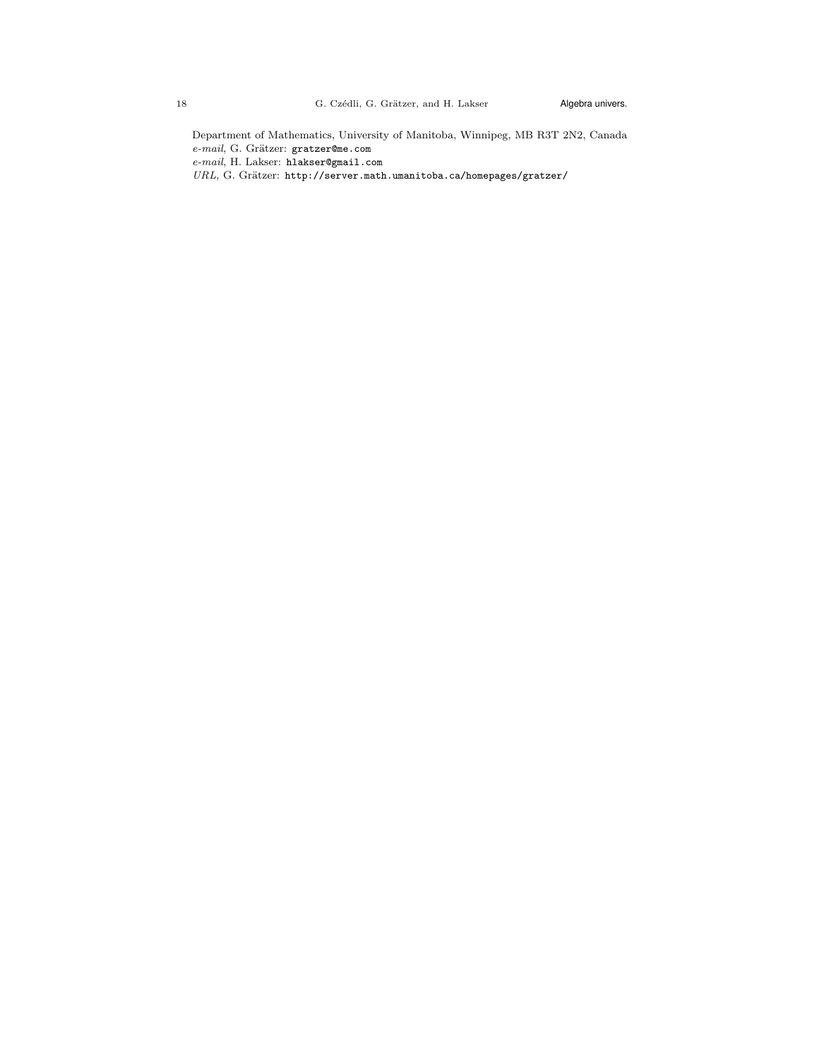Department of Mathematics, University of Manitoba, Winnipeg, MB R3T 2N2, Canada
*e-mail*, G. Grätzer: `gratzer@me.com`
*e-mail*, H. Lakser: `hlakser@gmail.com`
*URL*, G. Grätzer: `http://server.math.umanitoba.ca/homepages/gratzer/`